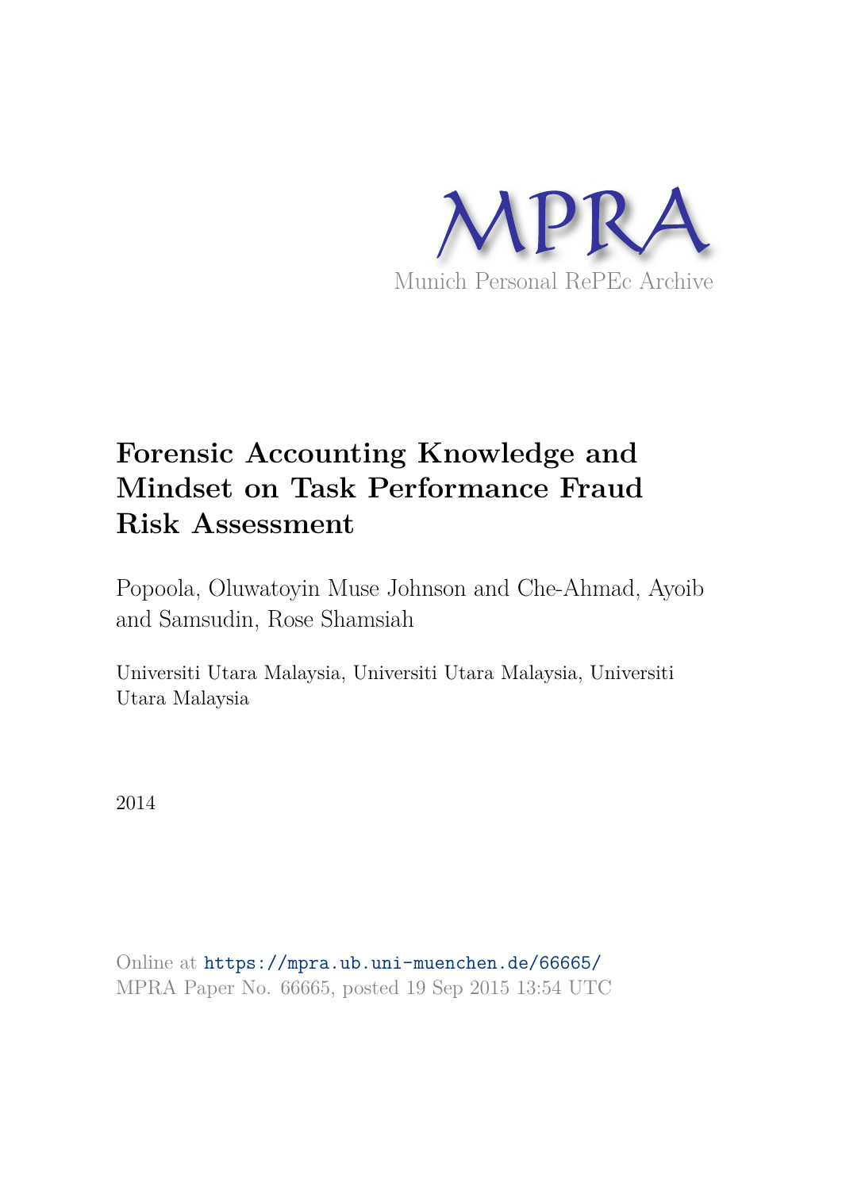MPRA

Munich Personal RePEc Archive

# Forensic Accounting Knowledge and Mindset on Task Performance Fraud Risk Assessment

Popoola, Oluwatoyin Muse Johnson and Che-Ahmad, Ayoib and Samsudin, Rose Shamsiah

Universiti Utara Malaysia, Universiti Utara Malaysia, Universiti Utara Malaysia

2014

Online at https://mpra.ub.uni-muenchen.de/66665/
MPRA Paper No. 66665, posted 19 Sep 2015 13:54 UTC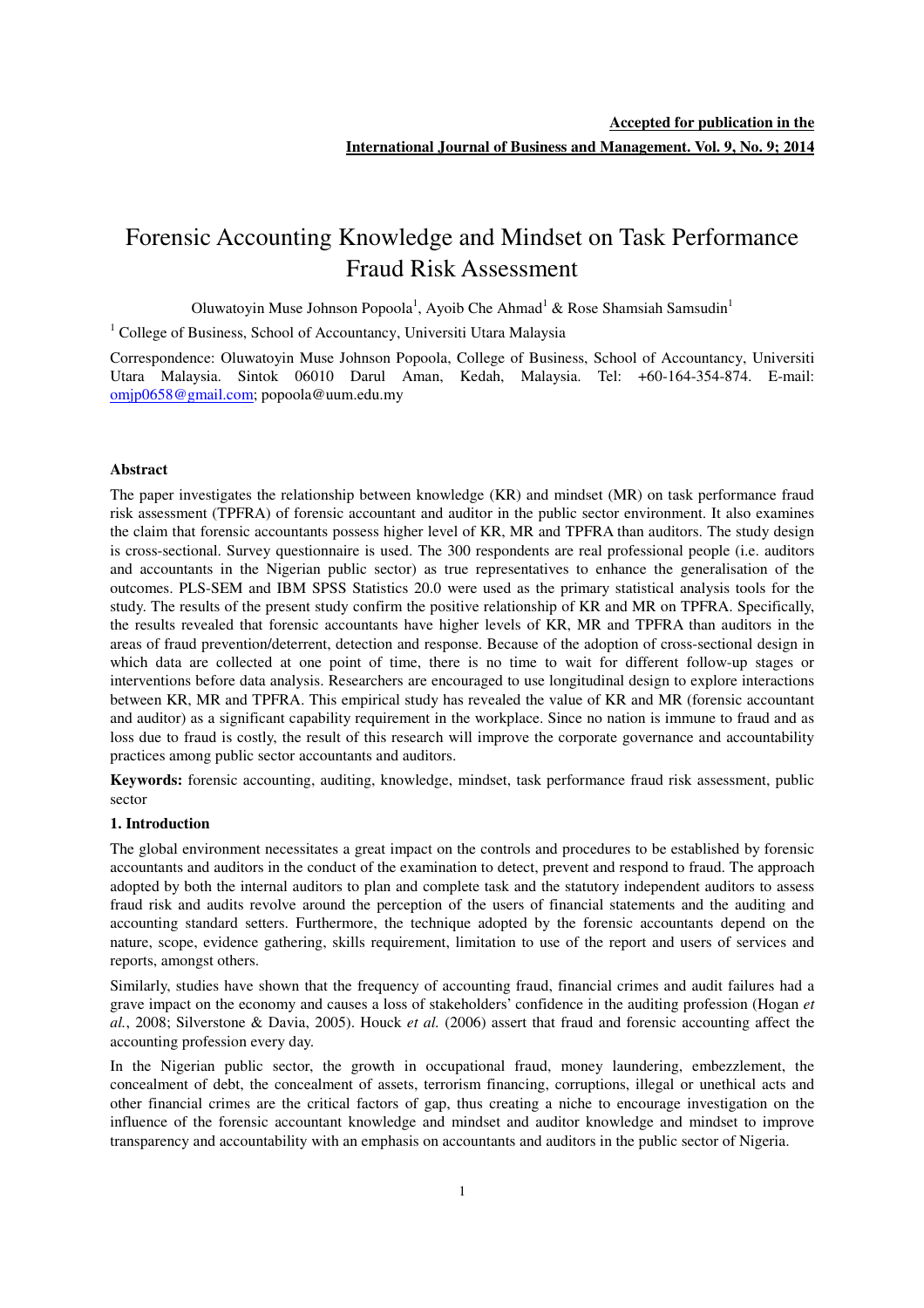**Accepted for publication in the**

**International Journal of Business and Management. Vol. 9, No. 9; 2014**

# Forensic Accounting Knowledge and Mindset on Task Performance Fraud Risk Assessment

Oluwatoyin Muse Johnson Popoola[1], Ayoib Che Ahmad[1] & Rose Shamsiah Samsudin[1]

[1] College of Business, School of Accountancy, Universiti Utara Malaysia

Correspondence: Oluwatoyin Muse Johnson Popoola, College of Business, School of Accountancy, Universiti Utara Malaysia. Sintok 06010 Darul Aman, Kedah, Malaysia. Tel: +60-164-354-874. E-mail: omjp0658@gmail.com; popoola@uum.edu.my

**Abstract**

The paper investigates the relationship between knowledge (KR) and mindset (MR) on task performance fraud risk assessment (TPFRA) of forensic accountant and auditor in the public sector environment. It also examines the claim that forensic accountants possess higher level of KR, MR and TPFRA than auditors. The study design is cross-sectional. Survey questionnaire is used. The 300 respondents are real professional people (i.e. auditors and accountants in the Nigerian public sector) as true representatives to enhance the generalisation of the outcomes. PLS-SEM and IBM SPSS Statistics 20.0 were used as the primary statistical analysis tools for the study. The results of the present study confirm the positive relationship of KR and MR on TPFRA. Specifically, the results revealed that forensic accountants have higher levels of KR, MR and TPFRA than auditors in the areas of fraud prevention/deterrent, detection and response. Because of the adoption of cross-sectional design in which data are collected at one point of time, there is no time to wait for different follow-up stages or interventions before data analysis. Researchers are encouraged to use longitudinal design to explore interactions between KR, MR and TPFRA. This empirical study has revealed the value of KR and MR (forensic accountant and auditor) as a significant capability requirement in the workplace. Since no nation is immune to fraud and as loss due to fraud is costly, the result of this research will improve the corporate governance and accountability practices among public sector accountants and auditors.

**Keywords:** forensic accounting, auditing, knowledge, mindset, task performance fraud risk assessment, public sector

## 1. Introduction

The global environment necessitates a great impact on the controls and procedures to be established by forensic accountants and auditors in the conduct of the examination to detect, prevent and respond to fraud. The approach adopted by both the internal auditors to plan and complete task and the statutory independent auditors to assess fraud risk and audits revolve around the perception of the users of financial statements and the auditing and accounting standard setters. Furthermore, the technique adopted by the forensic accountants depend on the nature, scope, evidence gathering, skills requirement, limitation to use of the report and users of services and reports, amongst others.

Similarly, studies have shown that the frequency of accounting fraud, financial crimes and audit failures had a grave impact on the economy and causes a loss of stakeholders' confidence in the auditing profession (Hogan *et al.*, 2008; Silverstone & Davia, 2005). Houck *et al.* (2006) assert that fraud and forensic accounting affect the accounting profession every day.

In the Nigerian public sector, the growth in occupational fraud, money laundering, embezzlement, the concealment of debt, the concealment of assets, terrorism financing, corruptions, illegal or unethical acts and other financial crimes are the critical factors of gap, thus creating a niche to encourage investigation on the influence of the forensic accountant knowledge and mindset and auditor knowledge and mindset to improve transparency and accountability with an emphasis on accountants and auditors in the public sector of Nigeria.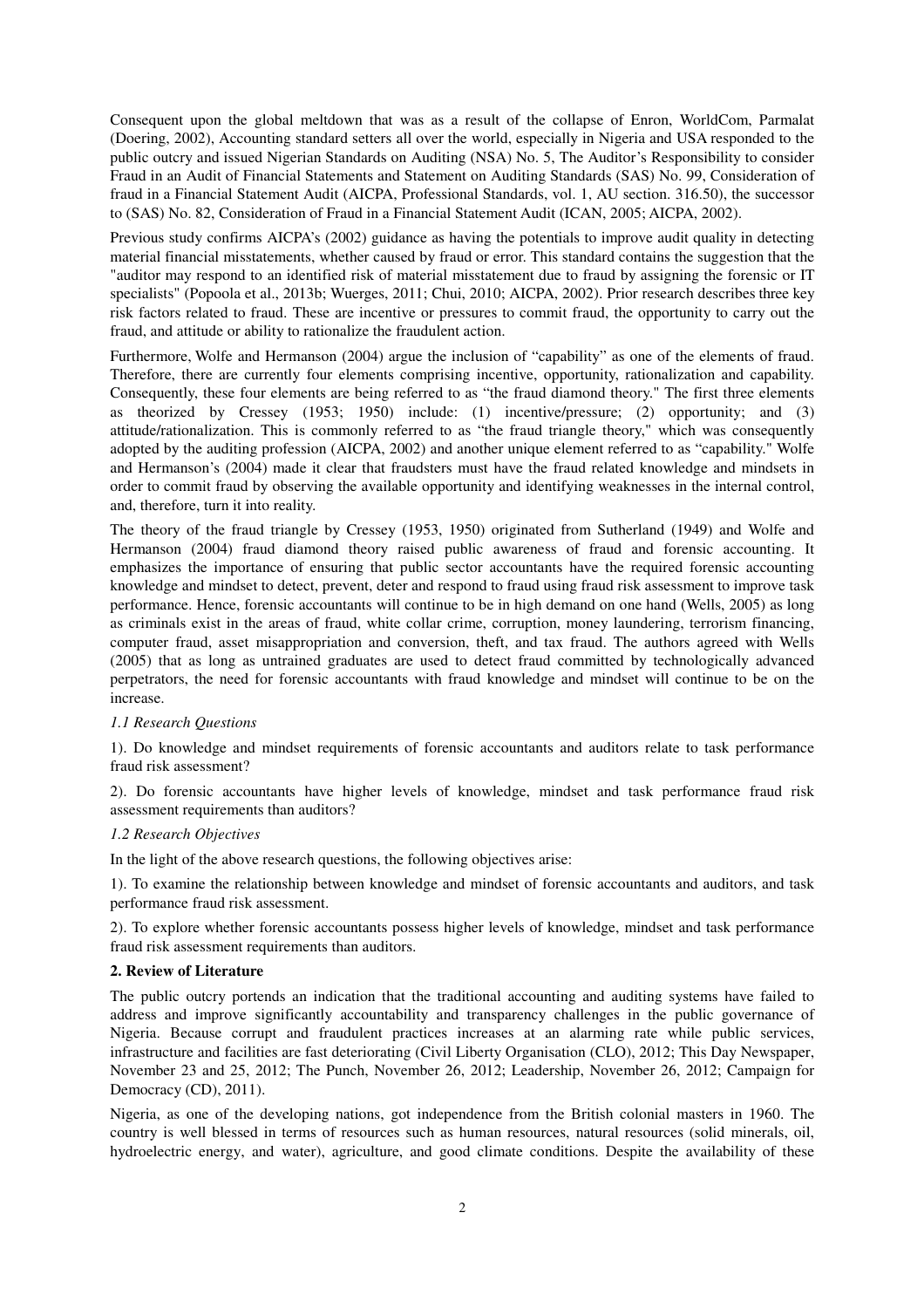Consequent upon the global meltdown that was as a result of the collapse of Enron, WorldCom, Parmalat (Doering, 2002), Accounting standard setters all over the world, especially in Nigeria and USA responded to the public outcry and issued Nigerian Standards on Auditing (NSA) No. 5, The Auditor's Responsibility to consider Fraud in an Audit of Financial Statements and Statement on Auditing Standards (SAS) No. 99, Consideration of fraud in a Financial Statement Audit (AICPA, Professional Standards, vol. 1, AU section. 316.50), the successor to (SAS) No. 82, Consideration of Fraud in a Financial Statement Audit (ICAN, 2005; AICPA, 2002).

Previous study confirms AICPA's (2002) guidance as having the potentials to improve audit quality in detecting material financial misstatements, whether caused by fraud or error. This standard contains the suggestion that the "auditor may respond to an identified risk of material misstatement due to fraud by assigning the forensic or IT specialists" (Popoola et al., 2013b; Wuerges, 2011; Chui, 2010; AICPA, 2002). Prior research describes three key risk factors related to fraud. These are incentive or pressures to commit fraud, the opportunity to carry out the fraud, and attitude or ability to rationalize the fraudulent action.

Furthermore, Wolfe and Hermanson (2004) argue the inclusion of "capability" as one of the elements of fraud. Therefore, there are currently four elements comprising incentive, opportunity, rationalization and capability. Consequently, these four elements are being referred to as "the fraud diamond theory." The first three elements as theorized by Cressey (1953; 1950) include: (1) incentive/pressure; (2) opportunity; and (3) attitude/rationalization. This is commonly referred to as "the fraud triangle theory," which was consequently adopted by the auditing profession (AICPA, 2002) and another unique element referred to as "capability." Wolfe and Hermanson's (2004) made it clear that fraudsters must have the fraud related knowledge and mindsets in order to commit fraud by observing the available opportunity and identifying weaknesses in the internal control, and, therefore, turn it into reality.

The theory of the fraud triangle by Cressey (1953, 1950) originated from Sutherland (1949) and Wolfe and Hermanson (2004) fraud diamond theory raised public awareness of fraud and forensic accounting. It emphasizes the importance of ensuring that public sector accountants have the required forensic accounting knowledge and mindset to detect, prevent, deter and respond to fraud using fraud risk assessment to improve task performance. Hence, forensic accountants will continue to be in high demand on one hand (Wells, 2005) as long as criminals exist in the areas of fraud, white collar crime, corruption, money laundering, terrorism financing, computer fraud, asset misappropriation and conversion, theft, and tax fraud. The authors agreed with Wells (2005) that as long as untrained graduates are used to detect fraud committed by technologically advanced perpetrators, the need for forensic accountants with fraud knowledge and mindset will continue to be on the increase.

### *1.1 Research Questions*

1). Do knowledge and mindset requirements of forensic accountants and auditors relate to task performance fraud risk assessment?

2). Do forensic accountants have higher levels of knowledge, mindset and task performance fraud risk assessment requirements than auditors?

### *1.2 Research Objectives*

In the light of the above research questions, the following objectives arise:

1). To examine the relationship between knowledge and mindset of forensic accountants and auditors, and task performance fraud risk assessment.

2). To explore whether forensic accountants possess higher levels of knowledge, mindset and task performance fraud risk assessment requirements than auditors.

## **2. Review of Literature**

The public outcry portends an indication that the traditional accounting and auditing systems have failed to address and improve significantly accountability and transparency challenges in the public governance of Nigeria. Because corrupt and fraudulent practices increases at an alarming rate while public services, infrastructure and facilities are fast deteriorating (Civil Liberty Organisation (CLO), 2012; This Day Newspaper, November 23 and 25, 2012; The Punch, November 26, 2012; Leadership, November 26, 2012; Campaign for Democracy (CD), 2011).

Nigeria, as one of the developing nations, got independence from the British colonial masters in 1960. The country is well blessed in terms of resources such as human resources, natural resources (solid minerals, oil, hydroelectric energy, and water), agriculture, and good climate conditions. Despite the availability of these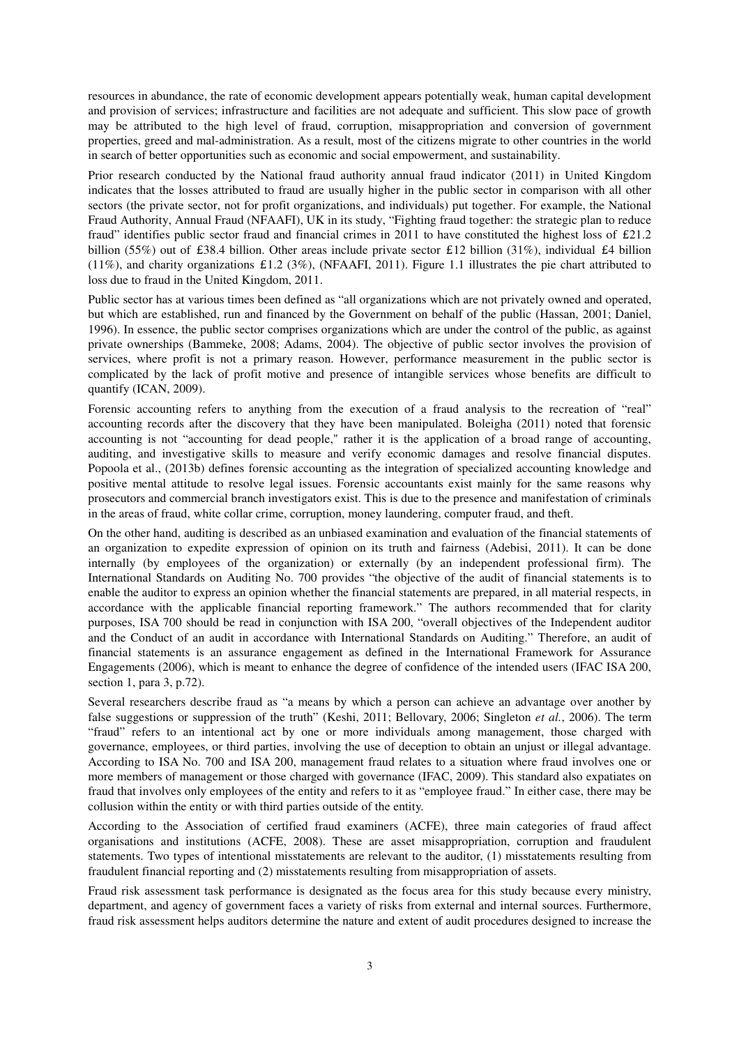resources in abundance, the rate of economic development appears potentially weak, human capital development and provision of services; infrastructure and facilities are not adequate and sufficient. This slow pace of growth may be attributed to the high level of fraud, corruption, misappropriation and conversion of government properties, greed and mal-administration. As a result, most of the citizens migrate to other countries in the world in search of better opportunities such as economic and social empowerment, and sustainability.

Prior research conducted by the National fraud authority annual fraud indicator (2011) in United Kingdom indicates that the losses attributed to fraud are usually higher in the public sector in comparison with all other sectors (the private sector, not for profit organizations, and individuals) put together. For example, the National Fraud Authority, Annual Fraud (NFAAFI), UK in its study, "Fighting fraud together: the strategic plan to reduce fraud" identifies public sector fraud and financial crimes in 2011 to have constituted the highest loss of £21.2 billion (55%) out of £38.4 billion. Other areas include private sector £12 billion (31%), individual £4 billion (11%), and charity organizations £1.2 (3%), (NFAAFI, 2011). Figure 1.1 illustrates the pie chart attributed to loss due to fraud in the United Kingdom, 2011.

Public sector has at various times been defined as "all organizations which are not privately owned and operated, but which are established, run and financed by the Government on behalf of the public (Hassan, 2001; Daniel, 1996). In essence, the public sector comprises organizations which are under the control of the public, as against private ownerships (Bammeke, 2008; Adams, 2004). The objective of public sector involves the provision of services, where profit is not a primary reason. However, performance measurement in the public sector is complicated by the lack of profit motive and presence of intangible services whose benefits are difficult to quantify (ICAN, 2009).

Forensic accounting refers to anything from the execution of a fraud analysis to the recreation of "real" accounting records after the discovery that they have been manipulated. Boleigha (2011) noted that forensic accounting is not "accounting for dead people," rather it is the application of a broad range of accounting, auditing, and investigative skills to measure and verify economic damages and resolve financial disputes. Popoola et al., (2013b) defines forensic accounting as the integration of specialized accounting knowledge and positive mental attitude to resolve legal issues. Forensic accountants exist mainly for the same reasons why prosecutors and commercial branch investigators exist. This is due to the presence and manifestation of criminals in the areas of fraud, white collar crime, corruption, money laundering, computer fraud, and theft.

On the other hand, auditing is described as an unbiased examination and evaluation of the financial statements of an organization to expedite expression of opinion on its truth and fairness (Adebisi, 2011). It can be done internally (by employees of the organization) or externally (by an independent professional firm). The International Standards on Auditing No. 700 provides "the objective of the audit of financial statements is to enable the auditor to express an opinion whether the financial statements are prepared, in all material respects, in accordance with the applicable financial reporting framework." The authors recommended that for clarity purposes, ISA 700 should be read in conjunction with ISA 200, "overall objectives of the Independent auditor and the Conduct of an audit in accordance with International Standards on Auditing." Therefore, an audit of financial statements is an assurance engagement as defined in the International Framework for Assurance Engagements (2006), which is meant to enhance the degree of confidence of the intended users (IFAC ISA 200, section 1, para 3, p.72).

Several researchers describe fraud as "a means by which a person can achieve an advantage over another by false suggestions or suppression of the truth" (Keshi, 2011; Bellovary, 2006; Singleton *et al.*, 2006). The term "fraud" refers to an intentional act by one or more individuals among management, those charged with governance, employees, or third parties, involving the use of deception to obtain an unjust or illegal advantage. According to ISA No. 700 and ISA 200, management fraud relates to a situation where fraud involves one or more members of management or those charged with governance (IFAC, 2009). This standard also expatiates on fraud that involves only employees of the entity and refers to it as "employee fraud." In either case, there may be collusion within the entity or with third parties outside of the entity.

According to the Association of certified fraud examiners (ACFE), three main categories of fraud affect organisations and institutions (ACFE, 2008). These are asset misappropriation, corruption and fraudulent statements. Two types of intentional misstatements are relevant to the auditor, (1) misstatements resulting from fraudulent financial reporting and (2) misstatements resulting from misappropriation of assets.

Fraud risk assessment task performance is designated as the focus area for this study because every ministry, department, and agency of government faces a variety of risks from external and internal sources. Furthermore, fraud risk assessment helps auditors determine the nature and extent of audit procedures designed to increase the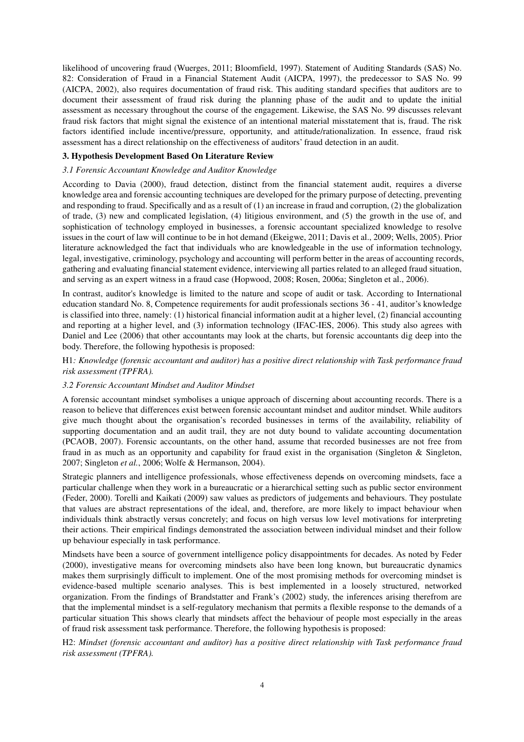likelihood of uncovering fraud (Wuerges, 2011; Bloomfield, 1997). Statement of Auditing Standards (SAS) No. 82: Consideration of Fraud in a Financial Statement Audit (AICPA, 1997), the predecessor to SAS No. 99 (AICPA, 2002), also requires documentation of fraud risk. This auditing standard specifies that auditors are to document their assessment of fraud risk during the planning phase of the audit and to update the initial assessment as necessary throughout the course of the engagement. Likewise, the SAS No. 99 discusses relevant fraud risk factors that might signal the existence of an intentional material misstatement that is, fraud. The risk factors identified include incentive/pressure, opportunity, and attitude/rationalization. In essence, fraud risk assessment has a direct relationship on the effectiveness of auditors' fraud detection in an audit.

## 3. Hypothesis Development Based On Literature Review

### *3.1 Forensic Accountant Knowledge and Auditor Knowledge*

According to Davia (2000), fraud detection, distinct from the financial statement audit, requires a diverse knowledge area and forensic accounting techniques are developed for the primary purpose of detecting, preventing and responding to fraud. Specifically and as a result of (1) an increase in fraud and corruption, (2) the globalization of trade, (3) new and complicated legislation, (4) litigious environment, and (5) the growth in the use of, and sophistication of technology employed in businesses, a forensic accountant specialized knowledge to resolve issues in the court of law will continue to be in hot demand (Ekeigwe, 2011; Davis et al., 2009; Wells, 2005). Prior literature acknowledged the fact that individuals who are knowledgeable in the use of information technology, legal, investigative, criminology, psychology and accounting will perform better in the areas of accounting records, gathering and evaluating financial statement evidence, interviewing all parties related to an alleged fraud situation, and serving as an expert witness in a fraud case (Hopwood, 2008; Rosen, 2006a; Singleton et al., 2006).

In contrast, auditor's knowledge is limited to the nature and scope of audit or task. According to International education standard No. 8, Competence requirements for audit professionals sections 36 - 41, auditor's knowledge is classified into three, namely: (1) historical financial information audit at a higher level, (2) financial accounting and reporting at a higher level, and (3) information technology (IFAC-IES, 2006). This study also agrees with Daniel and Lee (2006) that other accountants may look at the charts, but forensic accountants dig deep into the body. Therefore, the following hypothesis is proposed:

H1*: Knowledge (forensic accountant and auditor) has a positive direct relationship with Task performance fraud risk assessment (TPFRA).*

### *3.2 Forensic Accountant Mindset and Auditor Mindset*

A forensic accountant mindset symbolises a unique approach of discerning about accounting records. There is a reason to believe that differences exist between forensic accountant mindset and auditor mindset. While auditors give much thought about the organisation's recorded businesses in terms of the availability, reliability of supporting documentation and an audit trail, they are not duty bound to validate accounting documentation (PCAOB, 2007). Forensic accountants, on the other hand, assume that recorded businesses are not free from fraud in as much as an opportunity and capability for fraud exist in the organisation (Singleton & Singleton, 2007; Singleton *et al.*, 2006; Wolfe & Hermanson, 2004).

Strategic planners and intelligence professionals, whose effectiveness depends on overcoming mindsets, face a particular challenge when they work in a bureaucratic or a hierarchical setting such as public sector environment (Feder, 2000). Torelli and Kaikati (2009) saw values as predictors of judgements and behaviours. They postulate that values are abstract representations of the ideal, and, therefore, are more likely to impact behaviour when individuals think abstractly versus concretely; and focus on high versus low level motivations for interpreting their actions. Their empirical findings demonstrated the association between individual mindset and their follow up behaviour especially in task performance.

Mindsets have been a source of government intelligence policy disappointments for decades. As noted by Feder (2000), investigative means for overcoming mindsets also have been long known, but bureaucratic dynamics makes them surprisingly difficult to implement. One of the most promising methods for overcoming mindset is evidence-based multiple scenario analyses. This is best implemented in a loosely structured, networked organization. From the findings of Brandstatter and Frank's (2002) study, the inferences arising therefrom are that the implemental mindset is a self-regulatory mechanism that permits a flexible response to the demands of a particular situation This shows clearly that mindsets affect the behaviour of people most especially in the areas of fraud risk assessment task performance. Therefore, the following hypothesis is proposed:

H2: *Mindset (forensic accountant and auditor) has a positive direct relationship with Task performance fraud risk assessment (TPFRA).*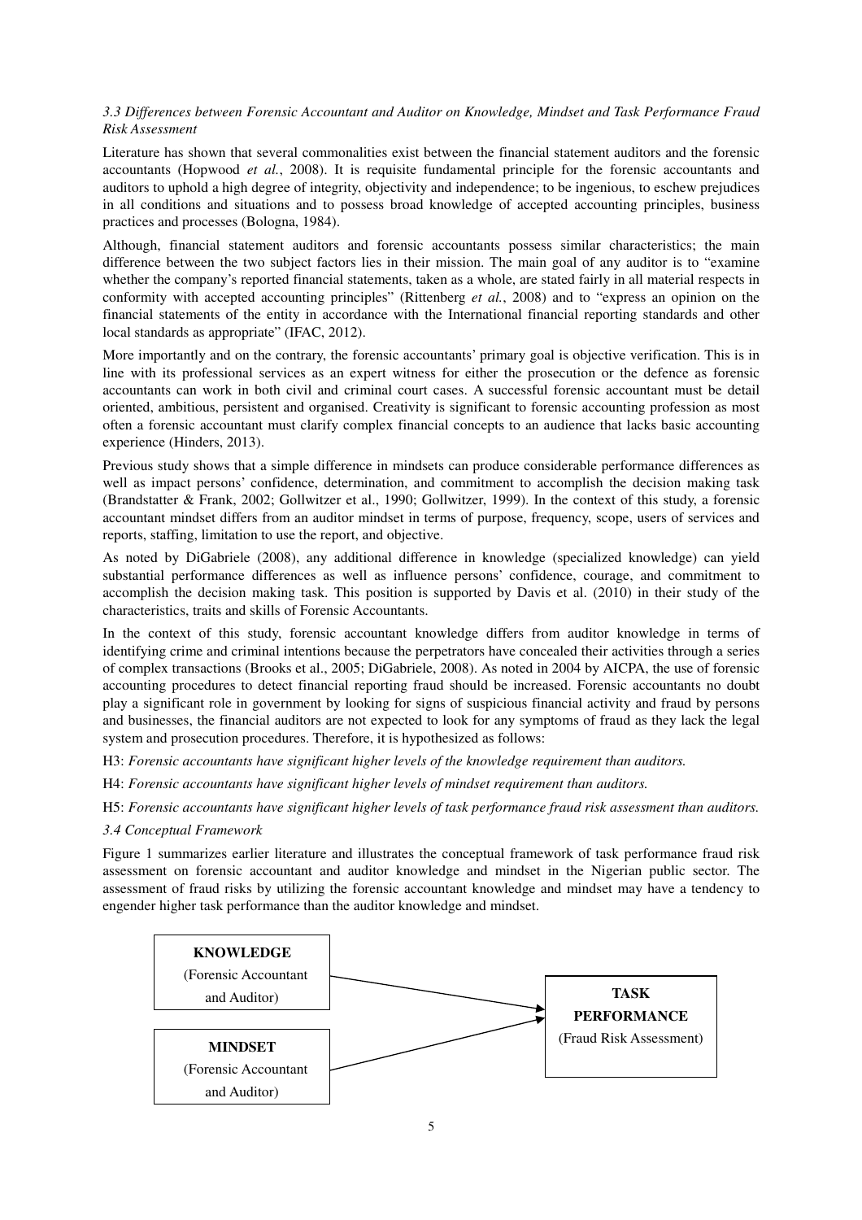*3.3 Differences between Forensic Accountant and Auditor on Knowledge, Mindset and Task Performance Fraud Risk Assessment*

Literature has shown that several commonalities exist between the financial statement auditors and the forensic accountants (Hopwood *et al.*, 2008). It is requisite fundamental principle for the forensic accountants and auditors to uphold a high degree of integrity, objectivity and independence; to be ingenious, to eschew prejudices in all conditions and situations and to possess broad knowledge of accepted accounting principles, business practices and processes (Bologna, 1984).

Although, financial statement auditors and forensic accountants possess similar characteristics; the main difference between the two subject factors lies in their mission. The main goal of any auditor is to "examine whether the company's reported financial statements, taken as a whole, are stated fairly in all material respects in conformity with accepted accounting principles" (Rittenberg *et al.*, 2008) and to "express an opinion on the financial statements of the entity in accordance with the International financial reporting standards and other local standards as appropriate" (IFAC, 2012).

More importantly and on the contrary, the forensic accountants' primary goal is objective verification. This is in line with its professional services as an expert witness for either the prosecution or the defence as forensic accountants can work in both civil and criminal court cases. A successful forensic accountant must be detail oriented, ambitious, persistent and organised. Creativity is significant to forensic accounting profession as most often a forensic accountant must clarify complex financial concepts to an audience that lacks basic accounting experience (Hinders, 2013).

Previous study shows that a simple difference in mindsets can produce considerable performance differences as well as impact persons' confidence, determination, and commitment to accomplish the decision making task (Brandstatter & Frank, 2002; Gollwitzer et al., 1990; Gollwitzer, 1999). In the context of this study, a forensic accountant mindset differs from an auditor mindset in terms of purpose, frequency, scope, users of services and reports, staffing, limitation to use the report, and objective.

As noted by DiGabriele (2008), any additional difference in knowledge (specialized knowledge) can yield substantial performance differences as well as influence persons' confidence, courage, and commitment to accomplish the decision making task. This position is supported by Davis et al. (2010) in their study of the characteristics, traits and skills of Forensic Accountants.

In the context of this study, forensic accountant knowledge differs from auditor knowledge in terms of identifying crime and criminal intentions because the perpetrators have concealed their activities through a series of complex transactions (Brooks et al., 2005; DiGabriele, 2008). As noted in 2004 by AICPA, the use of forensic accounting procedures to detect financial reporting fraud should be increased. Forensic accountants no doubt play a significant role in government by looking for signs of suspicious financial activity and fraud by persons and businesses, the financial auditors are not expected to look for any symptoms of fraud as they lack the legal system and prosecution procedures. Therefore, it is hypothesized as follows:

H3: *Forensic accountants have significant higher levels of the knowledge requirement than auditors.*

H4: *Forensic accountants have significant higher levels of mindset requirement than auditors.*

H5: *Forensic accountants have significant higher levels of task performance fraud risk assessment than auditors.*

*3.4 Conceptual Framework*

Figure 1 summarizes earlier literature and illustrates the conceptual framework of task performance fraud risk assessment on forensic accountant and auditor knowledge and mindset in the Nigerian public sector. The assessment of fraud risks by utilizing the forensic accountant knowledge and mindset may have a tendency to engender higher task performance than the auditor knowledge and mindset.

**KNOWLEDGE** (Forensic Accountant and Auditor) → **TASK PERFORMANCE** (Fraud Risk Assessment)

**MINDSET** (Forensic Accountant and Auditor) → **TASK PERFORMANCE** (Fraud Risk Assessment)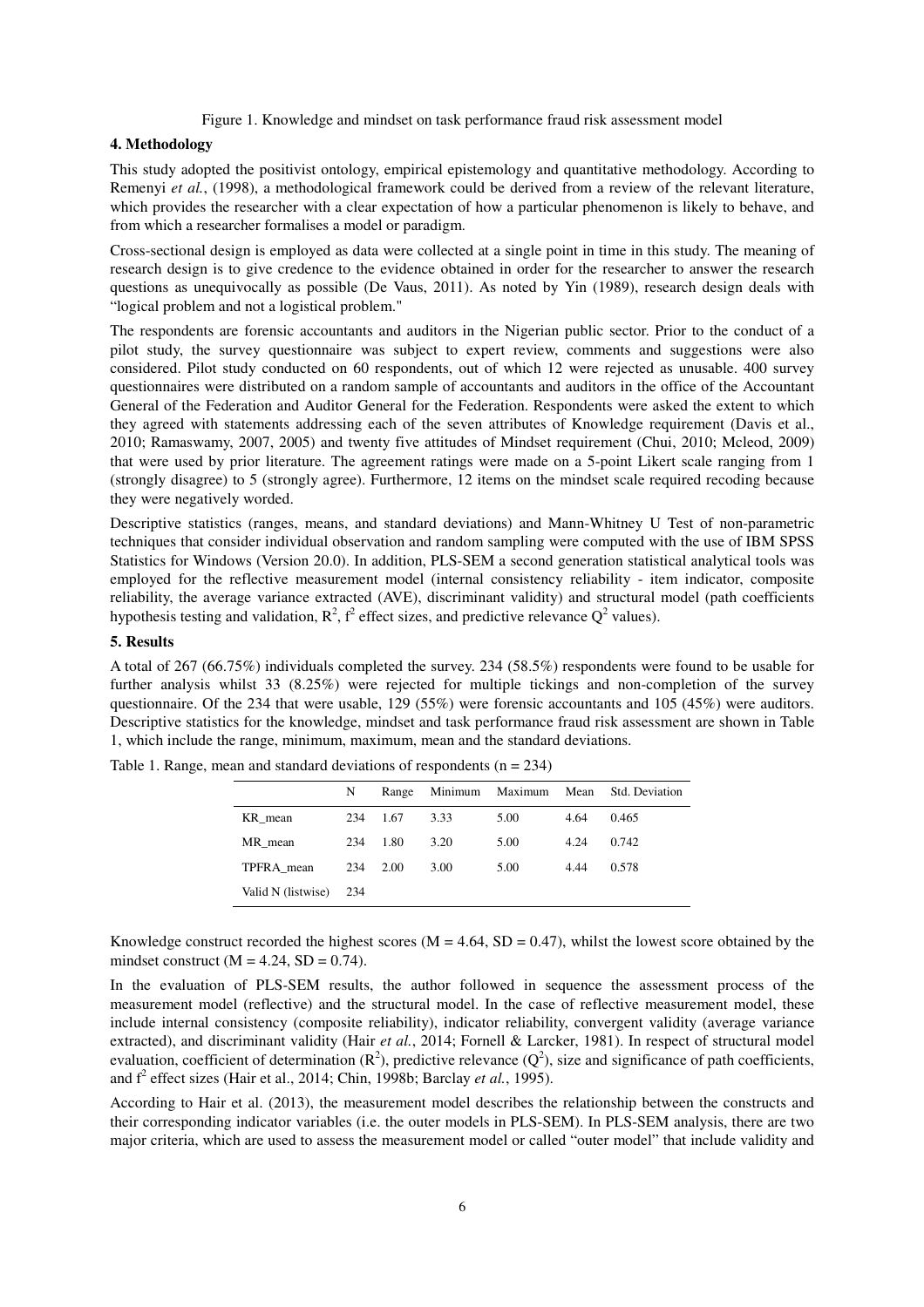Figure 1. Knowledge and mindset on task performance fraud risk assessment model

## 4. Methodology

This study adopted the positivist ontology, empirical epistemology and quantitative methodology. According to Remenyi *et al.*, (1998), a methodological framework could be derived from a review of the relevant literature, which provides the researcher with a clear expectation of how a particular phenomenon is likely to behave, and from which a researcher formalises a model or paradigm.

Cross-sectional design is employed as data were collected at a single point in time in this study. The meaning of research design is to give credence to the evidence obtained in order for the researcher to answer the research questions as unequivocally as possible (De Vaus, 2011). As noted by Yin (1989), research design deals with "logical problem and not a logistical problem."

The respondents are forensic accountants and auditors in the Nigerian public sector. Prior to the conduct of a pilot study, the survey questionnaire was subject to expert review, comments and suggestions were also considered. Pilot study conducted on 60 respondents, out of which 12 were rejected as unusable. 400 survey questionnaires were distributed on a random sample of accountants and auditors in the office of the Accountant General of the Federation and Auditor General for the Federation. Respondents were asked the extent to which they agreed with statements addressing each of the seven attributes of Knowledge requirement (Davis et al., 2010; Ramaswamy, 2007, 2005) and twenty five attitudes of Mindset requirement (Chui, 2010; Mcleod, 2009) that were used by prior literature. The agreement ratings were made on a 5-point Likert scale ranging from 1 (strongly disagree) to 5 (strongly agree). Furthermore, 12 items on the mindset scale required recoding because they were negatively worded.

Descriptive statistics (ranges, means, and standard deviations) and Mann-Whitney U Test of non-parametric techniques that consider individual observation and random sampling were computed with the use of IBM SPSS Statistics for Windows (Version 20.0). In addition, PLS-SEM a second generation statistical analytical tools was employed for the reflective measurement model (internal consistency reliability - item indicator, composite reliability, the average variance extracted (AVE), discriminant validity) and structural model (path coefficients hypothesis testing and validation, $R^2$, $f^2$ effect sizes, and predictive relevance $Q^2$ values).

## 5. Results

A total of 267 (66.75%) individuals completed the survey. 234 (58.5%) respondents were found to be usable for further analysis whilst 33 (8.25%) were rejected for multiple tickings and non-completion of the survey questionnaire. Of the 234 that were usable, 129 (55%) were forensic accountants and 105 (45%) were auditors. Descriptive statistics for the knowledge, mindset and task performance fraud risk assessment are shown in Table 1, which include the range, minimum, maximum, mean and the standard deviations.

Table 1. Range, mean and standard deviations of respondents (n = 234)

| | N | Range | Minimum | Maximum | Mean | Std. Deviation |
|---|---|---|---|---|---|---|
| KR_mean | 234 | 1.67 | 3.33 | 5.00 | 4.64 | 0.465 |
| MR_mean | 234 | 1.80 | 3.20 | 5.00 | 4.24 | 0.742 |
| TPFRA_mean | 234 | 2.00 | 3.00 | 5.00 | 4.44 | 0.578 |
| Valid N (listwise) | 234 | | | | | |

Knowledge construct recorded the highest scores (M = 4.64, SD = 0.47), whilst the lowest score obtained by the mindset construct (M = 4.24, SD = 0.74).

In the evaluation of PLS-SEM results, the author followed in sequence the assessment process of the measurement model (reflective) and the structural model. In the case of reflective measurement model, these include internal consistency (composite reliability), indicator reliability, convergent validity (average variance extracted), and discriminant validity (Hair *et al.*, 2014; Fornell & Larcker, 1981). In respect of structural model evaluation, coefficient of determination ($R^2$), predictive relevance ($Q^2$), size and significance of path coefficients, and $f^2$ effect sizes (Hair et al., 2014; Chin, 1998b; Barclay *et al.*, 1995).

According to Hair et al. (2013), the measurement model describes the relationship between the constructs and their corresponding indicator variables (i.e. the outer models in PLS-SEM). In PLS-SEM analysis, there are two major criteria, which are used to assess the measurement model or called "outer model" that include validity and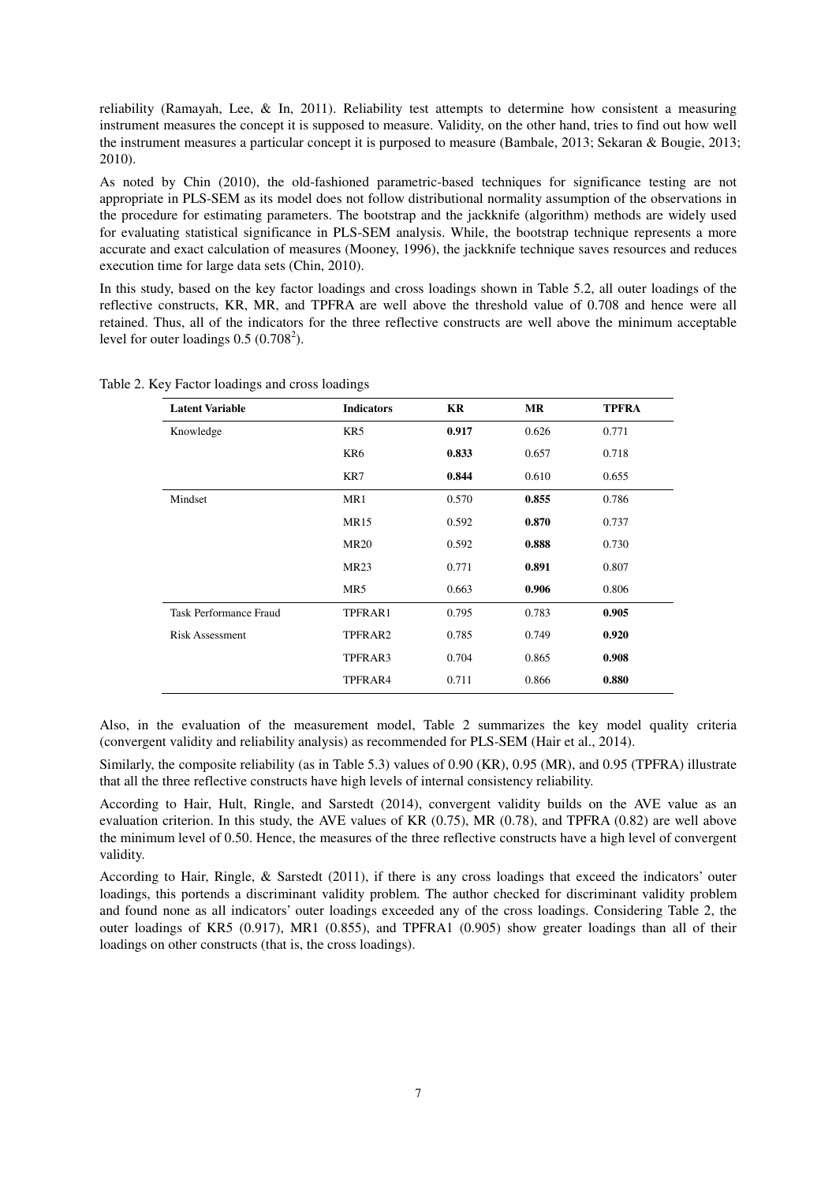reliability (Ramayah, Lee, & In, 2011). Reliability test attempts to determine how consistent a measuring instrument measures the concept it is supposed to measure. Validity, on the other hand, tries to find out how well the instrument measures a particular concept it is purposed to measure (Bambale, 2013; Sekaran & Bougie, 2013; 2010).

As noted by Chin (2010), the old-fashioned parametric-based techniques for significance testing are not appropriate in PLS-SEM as its model does not follow distributional normality assumption of the observations in the procedure for estimating parameters. The bootstrap and the jackknife (algorithm) methods are widely used for evaluating statistical significance in PLS-SEM analysis. While, the bootstrap technique represents a more accurate and exact calculation of measures (Mooney, 1996), the jackknife technique saves resources and reduces execution time for large data sets (Chin, 2010).

In this study, based on the key factor loadings and cross loadings shown in Table 5.2, all outer loadings of the reflective constructs, KR, MR, and TPFRA are well above the threshold value of 0.708 and hence were all retained. Thus, all of the indicators for the three reflective constructs are well above the minimum acceptable level for outer loadings 0.5 ($0.708^2$).

Table 2. Key Factor loadings and cross loadings

| Latent Variable | Indicators | KR | MR | TPFRA |
|---|---|---|---|---|
| Knowledge | KR5 | **0.917** | 0.626 | 0.771 |
| | KR6 | **0.833** | 0.657 | 0.718 |
| | KR7 | **0.844** | 0.610 | 0.655 |
| Mindset | MR1 | 0.570 | **0.855** | 0.786 |
| | MR15 | 0.592 | **0.870** | 0.737 |
| | MR20 | 0.592 | **0.888** | 0.730 |
| | MR23 | 0.771 | **0.891** | 0.807 |
| | MR5 | 0.663 | **0.906** | 0.806 |
| Task Performance Fraud | TPFRAR1 | 0.795 | 0.783 | **0.905** |
| Risk Assessment | TPFRAR2 | 0.785 | 0.749 | **0.920** |
| | TPFRAR3 | 0.704 | 0.865 | **0.908** |
| | TPFRAR4 | 0.711 | 0.866 | **0.880** |

Also, in the evaluation of the measurement model, Table 2 summarizes the key model quality criteria (convergent validity and reliability analysis) as recommended for PLS-SEM (Hair et al., 2014).

Similarly, the composite reliability (as in Table 5.3) values of 0.90 (KR), 0.95 (MR), and 0.95 (TPFRA) illustrate that all the three reflective constructs have high levels of internal consistency reliability.

According to Hair, Hult, Ringle, and Sarstedt (2014), convergent validity builds on the AVE value as an evaluation criterion. In this study, the AVE values of KR (0.75), MR (0.78), and TPFRA (0.82) are well above the minimum level of 0.50. Hence, the measures of the three reflective constructs have a high level of convergent validity.

According to Hair, Ringle, & Sarstedt (2011), if there is any cross loadings that exceed the indicators' outer loadings, this portends a discriminant validity problem. The author checked for discriminant validity problem and found none as all indicators' outer loadings exceeded any of the cross loadings. Considering Table 2, the outer loadings of KR5 (0.917), MR1 (0.855), and TPFRA1 (0.905) show greater loadings than all of their loadings on other constructs (that is, the cross loadings).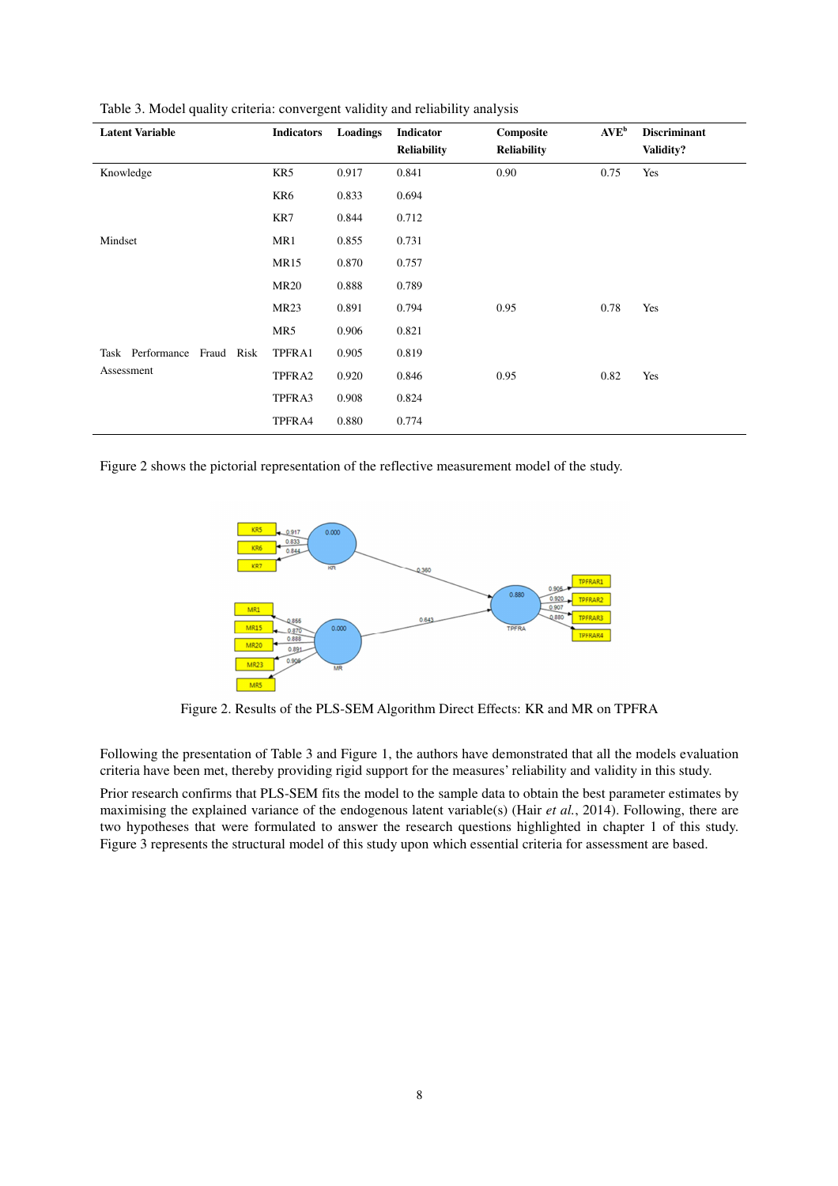Table 3. Model quality criteria: convergent validity and reliability analysis

| Latent Variable | Indicators | Loadings | Indicator Reliability | Composite Reliability | AVE[b] | Discriminant Validity? |
|---|---|---|---|---|---|---|
| Knowledge | KR5 | 0.917 | 0.841 | 0.90 | 0.75 | Yes |
| | KR6 | 0.833 | 0.694 | | | |
| | KR7 | 0.844 | 0.712 | | | |
| Mindset | MR1 | 0.855 | 0.731 | | | |
| | MR15 | 0.870 | 0.757 | | | |
| | MR20 | 0.888 | 0.789 | | | |
| | MR23 | 0.891 | 0.794 | 0.95 | 0.78 | Yes |
| | MR5 | 0.906 | 0.821 | | | |
| Task Performance Fraud Risk Assessment | TPFRA1 | 0.905 | 0.819 | | | |
| | TPFRA2 | 0.920 | 0.846 | 0.95 | 0.82 | Yes |
| | TPFRA3 | 0.908 | 0.824 | | | |
| | TPFRA4 | 0.880 | 0.774 | | | |

Figure 2 shows the pictorial representation of the reflective measurement model of the study.

Figure 2. Results of the PLS-SEM Algorithm Direct Effects: KR and MR on TPFRA

Following the presentation of Table 3 and Figure 1, the authors have demonstrated that all the models evaluation criteria have been met, thereby providing rigid support for the measures' reliability and validity in this study.

Prior research confirms that PLS-SEM fits the model to the sample data to obtain the best parameter estimates by maximising the explained variance of the endogenous latent variable(s) (Hair *et al.*, 2014). Following, there are two hypotheses that were formulated to answer the research questions highlighted in chapter 1 of this study. Figure 3 represents the structural model of this study upon which essential criteria for assessment are based.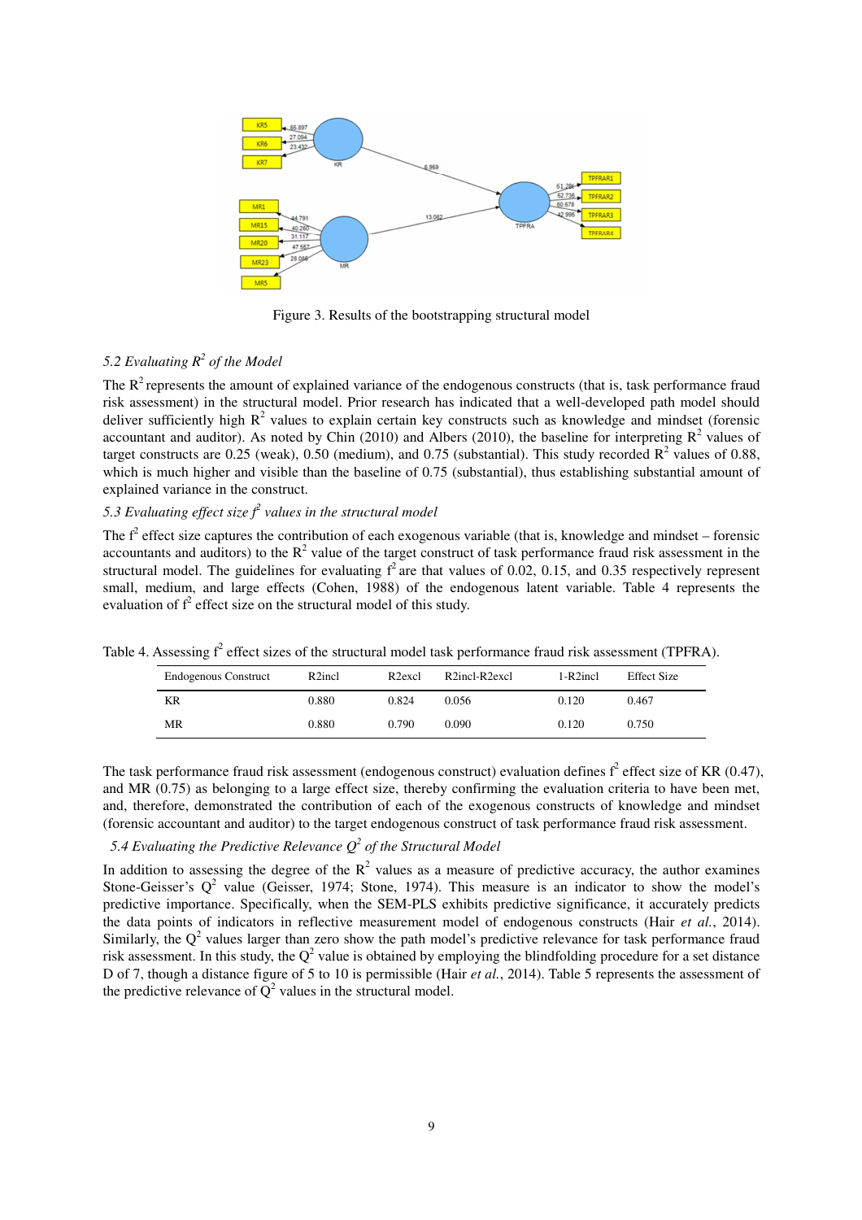Figure 3. Results of the bootstrapping structural model

### 5.2 Evaluating $R^2$ of the Model

The $R^2$ represents the amount of explained variance of the endogenous constructs (that is, task performance fraud risk assessment) in the structural model. Prior research has indicated that a well-developed path model should deliver sufficiently high $R^2$ values to explain certain key constructs such as knowledge and mindset (forensic accountant and auditor). As noted by Chin (2010) and Albers (2010), the baseline for interpreting $R^2$ values of target constructs are 0.25 (weak), 0.50 (medium), and 0.75 (substantial). This study recorded $R^2$ values of 0.88, which is much higher and visible than the baseline of 0.75 (substantial), thus establishing substantial amount of explained variance in the construct.

### 5.3 Evaluating effect size $f^2$ values in the structural model

The $f^2$ effect size captures the contribution of each exogenous variable (that is, knowledge and mindset – forensic accountants and auditors) to the $R^2$ value of the target construct of task performance fraud risk assessment in the structural model. The guidelines for evaluating $f^2$ are that values of 0.02, 0.15, and 0.35 respectively represent small, medium, and large effects (Cohen, 1988) of the endogenous latent variable. Table 4 represents the evaluation of $f^2$ effect size on the structural model of this study.

Table 4. Assessing $f^2$ effect sizes of the structural model task performance fraud risk assessment (TPFRA).

| Endogenous Construct | R2incl | R2excl | R2incl-R2excl | 1-R2incl | Effect Size |
|---|---|---|---|---|---|
| KR | 0.880 | 0.824 | 0.056 | 0.120 | 0.467 |
| MR | 0.880 | 0.790 | 0.090 | 0.120 | 0.750 |

The task performance fraud risk assessment (endogenous construct) evaluation defines $f^2$ effect size of KR (0.47), and MR (0.75) as belonging to a large effect size, thereby confirming the evaluation criteria to have been met, and, therefore, demonstrated the contribution of each of the exogenous constructs of knowledge and mindset (forensic accountant and auditor) to the target endogenous construct of task performance fraud risk assessment.

### 5.4 Evaluating the Predictive Relevance $Q^2$ of the Structural Model

In addition to assessing the degree of the $R^2$ values as a measure of predictive accuracy, the author examines Stone-Geisser's $Q^2$ value (Geisser, 1974; Stone, 1974). This measure is an indicator to show the model's predictive importance. Specifically, when the SEM-PLS exhibits predictive significance, it accurately predicts the data points of indicators in reflective measurement model of endogenous constructs (Hair *et al.*, 2014). Similarly, the $Q^2$ values larger than zero show the path model's predictive relevance for task performance fraud risk assessment. In this study, the $Q^2$ value is obtained by employing the blindfolding procedure for a set distance D of 7, though a distance figure of 5 to 10 is permissible (Hair *et al.*, 2014). Table 5 represents the assessment of the predictive relevance of $Q^2$ values in the structural model.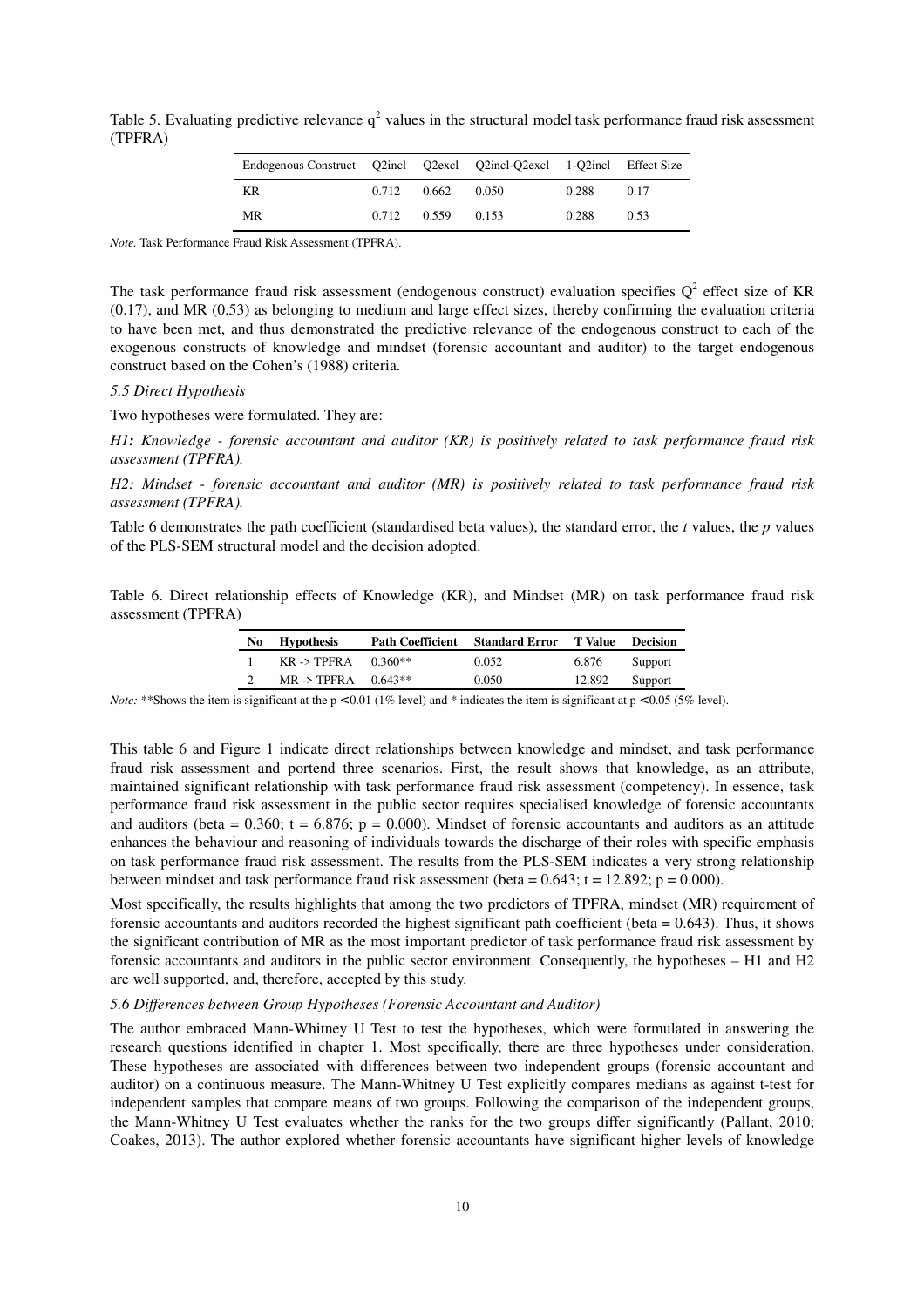Table 5. Evaluating predictive relevance $q^2$ values in the structural model task performance fraud risk assessment (TPFRA)

| Endogenous Construct | Q2incl | Q2excl | Q2incl-Q2excl | 1-Q2incl | Effect Size |
|---|---|---|---|---|---|
| KR | 0.712 | 0.662 | 0.050 | 0.288 | 0.17 |
| MR | 0.712 | 0.559 | 0.153 | 0.288 | 0.53 |

*Note.* Task Performance Fraud Risk Assessment (TPFRA).

The task performance fraud risk assessment (endogenous construct) evaluation specifies $Q^2$ effect size of KR (0.17), and MR (0.53) as belonging to medium and large effect sizes, thereby confirming the evaluation criteria to have been met, and thus demonstrated the predictive relevance of the endogenous construct to each of the exogenous constructs of knowledge and mindset (forensic accountant and auditor) to the target endogenous construct based on the Cohen's (1988) criteria.

*5.5 Direct Hypothesis*

Two hypotheses were formulated. They are:

***H1:*** *Knowledge - forensic accountant and auditor (KR) is positively related to task performance fraud risk assessment (TPFRA).*

*H2: Mindset - forensic accountant and auditor (MR) is positively related to task performance fraud risk assessment (TPFRA).*

Table 6 demonstrates the path coefficient (standardised beta values), the standard error, the *t* values, the *p* values of the PLS-SEM structural model and the decision adopted.

Table 6. Direct relationship effects of Knowledge (KR), and Mindset (MR) on task performance fraud risk assessment (TPFRA)

| No | Hypothesis | Path Coefficient | Standard Error | T Value | Decision |
|---|---|---|---|---|---|
| 1 | KR -> TPFRA | 0.360** | 0.052 | 6.876 | Support |
| 2 | MR -> TPFRA | 0.643** | 0.050 | 12.892 | Support |

*Note:* **Shows the item is significant at the $p < 0.01$ (1% level) and * indicates the item is significant at $p < 0.05$ (5% level).

This table 6 and Figure 1 indicate direct relationships between knowledge and mindset, and task performance fraud risk assessment and portend three scenarios. First, the result shows that knowledge, as an attribute, maintained significant relationship with task performance fraud risk assessment (competency). In essence, task performance fraud risk assessment in the public sector requires specialised knowledge of forensic accountants and auditors (beta = 0.360; t = 6.876; p = 0.000). Mindset of forensic accountants and auditors as an attitude enhances the behaviour and reasoning of individuals towards the discharge of their roles with specific emphasis on task performance fraud risk assessment. The results from the PLS-SEM indicates a very strong relationship between mindset and task performance fraud risk assessment (beta = 0.643; t = 12.892; p = 0.000).

Most specifically, the results highlights that among the two predictors of TPFRA, mindset (MR) requirement of forensic accountants and auditors recorded the highest significant path coefficient (beta = 0.643). Thus, it shows the significant contribution of MR as the most important predictor of task performance fraud risk assessment by forensic accountants and auditors in the public sector environment. Consequently, the hypotheses – H1 and H2 are well supported, and, therefore, accepted by this study.

*5.6 Differences between Group Hypotheses (Forensic Accountant and Auditor)*

The author embraced Mann-Whitney U Test to test the hypotheses, which were formulated in answering the research questions identified in chapter 1. Most specifically, there are three hypotheses under consideration. These hypotheses are associated with differences between two independent groups (forensic accountant and auditor) on a continuous measure. The Mann-Whitney U Test explicitly compares medians as against t-test for independent samples that compare means of two groups. Following the comparison of the independent groups, the Mann-Whitney U Test evaluates whether the ranks for the two groups differ significantly (Pallant, 2010; Coakes, 2013). The author explored whether forensic accountants have significant higher levels of knowledge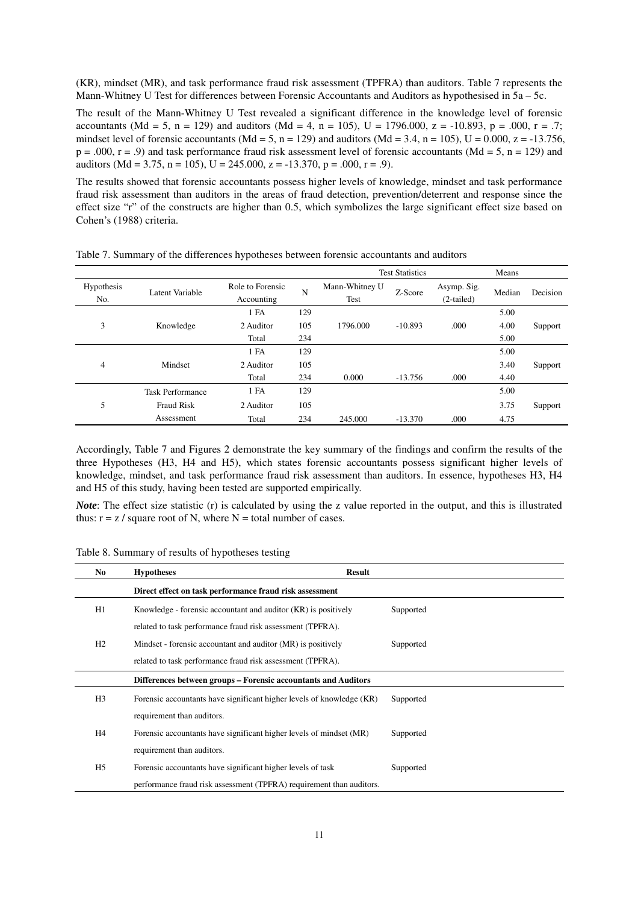(KR), mindset (MR), and task performance fraud risk assessment (TPFRA) than auditors. Table 7 represents the Mann-Whitney U Test for differences between Forensic Accountants and Auditors as hypothesised in 5a – 5c.

The result of the Mann-Whitney U Test revealed a significant difference in the knowledge level of forensic accountants (Md = 5, n = 129) and auditors (Md = 4, n = 105), U = 1796.000, z = -10.893, p = .000, r = .7; mindset level of forensic accountants (Md = 5, n = 129) and auditors (Md = 3.4, n = 105), U = 0.000, z = -13.756, p = .000, r = .9) and task performance fraud risk assessment level of forensic accountants (Md = 5, n = 129) and auditors (Md = 3.75, n = 105), U = 245.000, z = -13.370, p = .000, r = .9).

The results showed that forensic accountants possess higher levels of knowledge, mindset and task performance fraud risk assessment than auditors in the areas of fraud detection, prevention/deterrent and response since the effect size "r" of the constructs are higher than 0.5, which symbolizes the large significant effect size based on Cohen's (1988) criteria.

Table 7. Summary of the differences hypotheses between forensic accountants and auditors

| | | | | Test Statistics | | | Means | |
|---|---|---|---|---|---|---|---|---|
| Hypothesis No. | Latent Variable | Role to Forensic Accounting | N | Mann-Whitney U Test | Z-Score | Asymp. Sig. (2-tailed) | Median | Decision |
| | | 1 FA | 129 | | | | 5.00 | |
| 3 | Knowledge | 2 Auditor | 105 | 1796.000 | -10.893 | .000 | 4.00 | Support |
| | | Total | 234 | | | | 5.00 | |
| | | 1 FA | 129 | | | | 5.00 | |
| 4 | Mindset | 2 Auditor | 105 | | | | 3.40 | Support |
| | | Total | 234 | 0.000 | -13.756 | .000 | 4.40 | |
| | Task Performance | 1 FA | 129 | | | | 5.00 | |
| 5 | Fraud Risk | 2 Auditor | 105 | | | | 3.75 | Support |
| | Assessment | Total | 234 | 245.000 | -13.370 | .000 | 4.75 | |

Accordingly, Table 7 and Figures 2 demonstrate the key summary of the findings and confirm the results of the three Hypotheses (H3, H4 and H5), which states forensic accountants possess significant higher levels of knowledge, mindset, and task performance fraud risk assessment than auditors. In essence, hypotheses H3, H4 and H5 of this study, having been tested are supported empirically.

***Note***: The effect size statistic (r) is calculated by using the z value reported in the output, and this is illustrated thus: r = z / square root of N, where N = total number of cases.

Table 8. Summary of results of hypotheses testing

| No | Hypotheses | Result |
|---|---|---|
| | **Direct effect on task performance fraud risk assessment** | |
| H1 | Knowledge - forensic accountant and auditor (KR) is positively related to task performance fraud risk assessment (TPFRA). | Supported |
| H2 | Mindset - forensic accountant and auditor (MR) is positively related to task performance fraud risk assessment (TPFRA). | Supported |
| | **Differences between groups – Forensic accountants and Auditors** | |
| H3 | Forensic accountants have significant higher levels of knowledge (KR) requirement than auditors. | Supported |
| H4 | Forensic accountants have significant higher levels of mindset (MR) requirement than auditors. | Supported |
| H5 | Forensic accountants have significant higher levels of task performance fraud risk assessment (TPFRA) requirement than auditors. | Supported |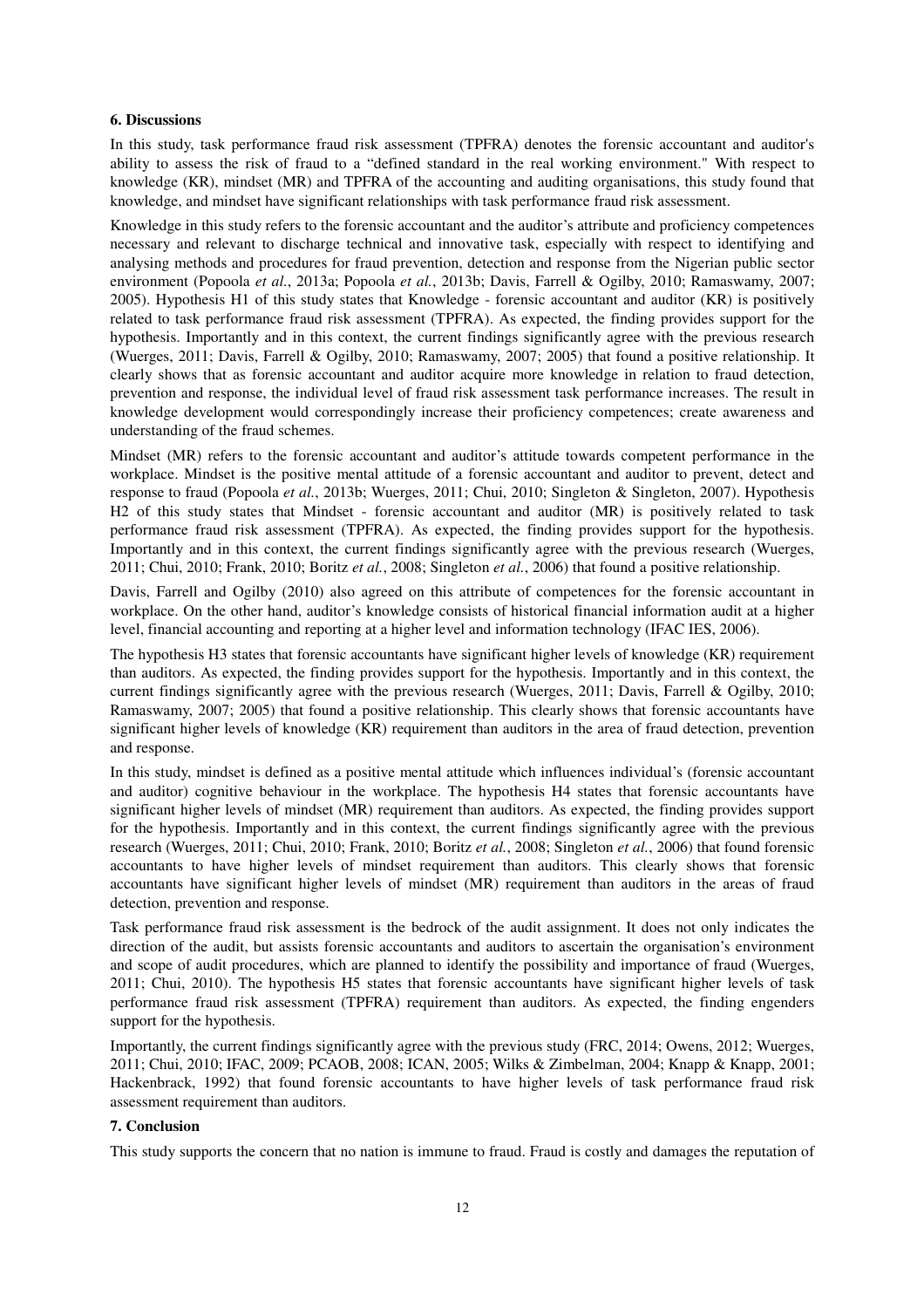### 6. Discussions

In this study, task performance fraud risk assessment (TPFRA) denotes the forensic accountant and auditor's ability to assess the risk of fraud to a "defined standard in the real working environment." With respect to knowledge (KR), mindset (MR) and TPFRA of the accounting and auditing organisations, this study found that knowledge, and mindset have significant relationships with task performance fraud risk assessment.

Knowledge in this study refers to the forensic accountant and the auditor's attribute and proficiency competences necessary and relevant to discharge technical and innovative task, especially with respect to identifying and analysing methods and procedures for fraud prevention, detection and response from the Nigerian public sector environment (Popoola *et al.*, 2013a; Popoola *et al.*, 2013b; Davis, Farrell & Ogilby, 2010; Ramaswamy, 2007; 2005). Hypothesis H1 of this study states that Knowledge - forensic accountant and auditor (KR) is positively related to task performance fraud risk assessment (TPFRA). As expected, the finding provides support for the hypothesis. Importantly and in this context, the current findings significantly agree with the previous research (Wuerges, 2011; Davis, Farrell & Ogilby, 2010; Ramaswamy, 2007; 2005) that found a positive relationship. It clearly shows that as forensic accountant and auditor acquire more knowledge in relation to fraud detection, prevention and response, the individual level of fraud risk assessment task performance increases. The result in knowledge development would correspondingly increase their proficiency competences; create awareness and understanding of the fraud schemes.

Mindset (MR) refers to the forensic accountant and auditor's attitude towards competent performance in the workplace. Mindset is the positive mental attitude of a forensic accountant and auditor to prevent, detect and response to fraud (Popoola *et al.*, 2013b; Wuerges, 2011; Chui, 2010; Singleton & Singleton, 2007). Hypothesis H2 of this study states that Mindset - forensic accountant and auditor (MR) is positively related to task performance fraud risk assessment (TPFRA). As expected, the finding provides support for the hypothesis. Importantly and in this context, the current findings significantly agree with the previous research (Wuerges, 2011; Chui, 2010; Frank, 2010; Boritz *et al.*, 2008; Singleton *et al.*, 2006) that found a positive relationship.

Davis, Farrell and Ogilby (2010) also agreed on this attribute of competences for the forensic accountant in workplace. On the other hand, auditor's knowledge consists of historical financial information audit at a higher level, financial accounting and reporting at a higher level and information technology (IFAC IES, 2006).

The hypothesis H3 states that forensic accountants have significant higher levels of knowledge (KR) requirement than auditors. As expected, the finding provides support for the hypothesis. Importantly and in this context, the current findings significantly agree with the previous research (Wuerges, 2011; Davis, Farrell & Ogilby, 2010; Ramaswamy, 2007; 2005) that found a positive relationship. This clearly shows that forensic accountants have significant higher levels of knowledge (KR) requirement than auditors in the area of fraud detection, prevention and response.

In this study, mindset is defined as a positive mental attitude which influences individual's (forensic accountant and auditor) cognitive behaviour in the workplace. The hypothesis H4 states that forensic accountants have significant higher levels of mindset (MR) requirement than auditors. As expected, the finding provides support for the hypothesis. Importantly and in this context, the current findings significantly agree with the previous research (Wuerges, 2011; Chui, 2010; Frank, 2010; Boritz *et al.*, 2008; Singleton *et al.*, 2006) that found forensic accountants to have higher levels of mindset requirement than auditors. This clearly shows that forensic accountants have significant higher levels of mindset (MR) requirement than auditors in the areas of fraud detection, prevention and response.

Task performance fraud risk assessment is the bedrock of the audit assignment. It does not only indicates the direction of the audit, but assists forensic accountants and auditors to ascertain the organisation's environment and scope of audit procedures, which are planned to identify the possibility and importance of fraud (Wuerges, 2011; Chui, 2010). The hypothesis H5 states that forensic accountants have significant higher levels of task performance fraud risk assessment (TPFRA) requirement than auditors. As expected, the finding engenders support for the hypothesis.

Importantly, the current findings significantly agree with the previous study (FRC, 2014; Owens, 2012; Wuerges, 2011; Chui, 2010; IFAC, 2009; PCAOB, 2008; ICAN, 2005; Wilks & Zimbelman, 2004; Knapp & Knapp, 2001; Hackenbrack, 1992) that found forensic accountants to have higher levels of task performance fraud risk assessment requirement than auditors.

### 7. Conclusion

This study supports the concern that no nation is immune to fraud. Fraud is costly and damages the reputation of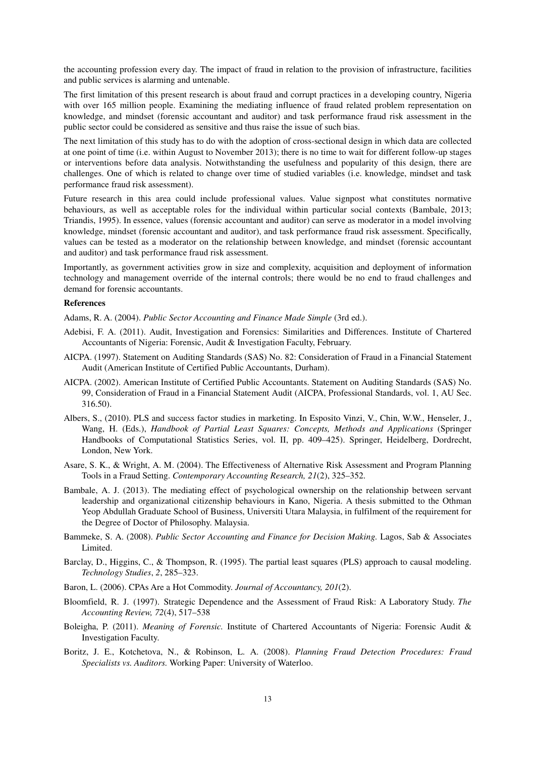the accounting profession every day. The impact of fraud in relation to the provision of infrastructure, facilities and public services is alarming and untenable.

The first limitation of this present research is about fraud and corrupt practices in a developing country, Nigeria with over 165 million people. Examining the mediating influence of fraud related problem representation on knowledge, and mindset (forensic accountant and auditor) and task performance fraud risk assessment in the public sector could be considered as sensitive and thus raise the issue of such bias.

The next limitation of this study has to do with the adoption of cross-sectional design in which data are collected at one point of time (i.e. within August to November 2013); there is no time to wait for different follow-up stages or interventions before data analysis. Notwithstanding the usefulness and popularity of this design, there are challenges. One of which is related to change over time of studied variables (i.e. knowledge, mindset and task performance fraud risk assessment).

Future research in this area could include professional values. Value signpost what constitutes normative behaviours, as well as acceptable roles for the individual within particular social contexts (Bambale, 2013; Triandis, 1995). In essence, values (forensic accountant and auditor) can serve as moderator in a model involving knowledge, mindset (forensic accountant and auditor), and task performance fraud risk assessment. Specifically, values can be tested as a moderator on the relationship between knowledge, and mindset (forensic accountant and auditor) and task performance fraud risk assessment.

Importantly, as government activities grow in size and complexity, acquisition and deployment of information technology and management override of the internal controls; there would be no end to fraud challenges and demand for forensic accountants.

**References**

Adams, R. A. (2004). *Public Sector Accounting and Finance Made Simple* (3rd ed.).

Adebisi, F. A. (2011). Audit, Investigation and Forensics: Similarities and Differences. Institute of Chartered Accountants of Nigeria: Forensic, Audit & Investigation Faculty, February.

AICPA. (1997). Statement on Auditing Standards (SAS) No. 82: Consideration of Fraud in a Financial Statement Audit (American Institute of Certified Public Accountants, Durham).

AICPA. (2002). American Institute of Certified Public Accountants. Statement on Auditing Standards (SAS) No. 99, Consideration of Fraud in a Financial Statement Audit (AICPA, Professional Standards, vol. 1, AU Sec. 316.50).

Albers, S., (2010). PLS and success factor studies in marketing. In Esposito Vinzi, V., Chin, W.W., Henseler, J., Wang, H. (Eds.), *Handbook of Partial Least Squares: Concepts, Methods and Applications* (Springer Handbooks of Computational Statistics Series, vol. II, pp. 409–425). Springer, Heidelberg, Dordrecht, London, New York.

Asare, S. K., & Wright, A. M. (2004). The Effectiveness of Alternative Risk Assessment and Program Planning Tools in a Fraud Setting. *Contemporary Accounting Research, 21*(2), 325–352.

Bambale, A. J. (2013). The mediating effect of psychological ownership on the relationship between servant leadership and organizational citizenship behaviours in Kano, Nigeria. A thesis submitted to the Othman Yeop Abdullah Graduate School of Business, Universiti Utara Malaysia, in fulfilment of the requirement for the Degree of Doctor of Philosophy. Malaysia.

Bammeke, S. A. (2008). *Public Sector Accounting and Finance for Decision Making*. Lagos, Sab & Associates Limited.

Barclay, D., Higgins, C., & Thompson, R. (1995). The partial least squares (PLS) approach to causal modeling. *Technology Studies*, *2*, 285–323.

Baron, L. (2006). CPAs Are a Hot Commodity. *Journal of Accountancy, 201*(2).

Bloomfield, R. J. (1997). Strategic Dependence and the Assessment of Fraud Risk: A Laboratory Study. *The Accounting Review, 72*(4), 517–538

Boleigha, P. (2011). *Meaning of Forensic.* Institute of Chartered Accountants of Nigeria: Forensic Audit & Investigation Faculty.

Boritz, J. E., Kotchetova, N., & Robinson, L. A. (2008). *Planning Fraud Detection Procedures: Fraud Specialists vs. Auditors.* Working Paper: University of Waterloo.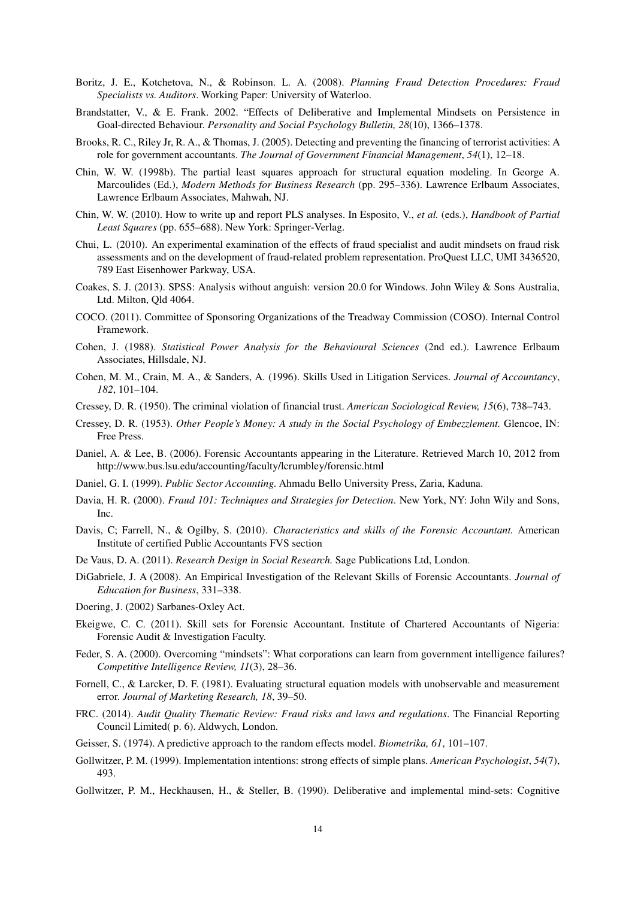Boritz, J. E., Kotchetova, N., & Robinson. L. A. (2008). *Planning Fraud Detection Procedures: Fraud Specialists vs. Auditors*. Working Paper: University of Waterloo.

Brandstatter, V., & E. Frank. 2002. "Effects of Deliberative and Implemental Mindsets on Persistence in Goal-directed Behaviour. *Personality and Social Psychology Bulletin, 28*(10), 1366–1378.

Brooks, R. C., Riley Jr, R. A., & Thomas, J. (2005). Detecting and preventing the financing of terrorist activities: A role for government accountants. *The Journal of Government Financial Management*, *54*(1), 12–18.

Chin, W. W. (1998b). The partial least squares approach for structural equation modeling. In George A. Marcoulides (Ed.), *Modern Methods for Business Research* (pp. 295–336). Lawrence Erlbaum Associates, Lawrence Erlbaum Associates, Mahwah, NJ.

Chin, W. W. (2010). How to write up and report PLS analyses. In Esposito, V., *et al.* (eds.), *Handbook of Partial Least Squares* (pp. 655–688). New York: Springer-Verlag.

Chui, L. (2010). An experimental examination of the effects of fraud specialist and audit mindsets on fraud risk assessments and on the development of fraud-related problem representation. ProQuest LLC, UMI 3436520, 789 East Eisenhower Parkway, USA.

Coakes, S. J. (2013). SPSS: Analysis without anguish: version 20.0 for Windows. John Wiley & Sons Australia, Ltd. Milton, Qld 4064.

COCO. (2011). Committee of Sponsoring Organizations of the Treadway Commission (COSO). Internal Control Framework.

Cohen, J. (1988). *Statistical Power Analysis for the Behavioural Sciences* (2nd ed.). Lawrence Erlbaum Associates, Hillsdale, NJ.

Cohen, M. M., Crain, M. A., & Sanders, A. (1996). Skills Used in Litigation Services. *Journal of Accountancy*, *182*, 101–104.

Cressey, D. R. (1950). The criminal violation of financial trust. *American Sociological Review, 15*(6), 738–743.

Cressey, D. R. (1953). *Other People's Money: A study in the Social Psychology of Embezzlement.* Glencoe, IN: Free Press.

Daniel, A. & Lee, B. (2006). Forensic Accountants appearing in the Literature. Retrieved March 10, 2012 from http://www.bus.lsu.edu/accounting/faculty/lcrumbley/forensic.html

Daniel, G. I. (1999). *Public Sector Accounting*. Ahmadu Bello University Press, Zaria, Kaduna.

Davia, H. R. (2000). *Fraud 101: Techniques and Strategies for Detection*. New York, NY: John Wily and Sons, Inc.

Davis, C; Farrell, N., & Ogilby, S. (2010). *Characteristics and skills of the Forensic Accountant.* American Institute of certified Public Accountants FVS section

De Vaus, D. A. (2011). *Research Design in Social Research.* Sage Publications Ltd, London.

DiGabriele, J. A (2008). An Empirical Investigation of the Relevant Skills of Forensic Accountants. *Journal of Education for Business*, 331–338.

Doering, J. (2002) Sarbanes-Oxley Act.

Ekeigwe, C. C. (2011). Skill sets for Forensic Accountant. Institute of Chartered Accountants of Nigeria: Forensic Audit & Investigation Faculty.

Feder, S. A. (2000). Overcoming "mindsets": What corporations can learn from government intelligence failures? *Competitive Intelligence Review, 11*(3), 28–36.

Fornell, C., & Larcker, D. F. (1981). Evaluating structural equation models with unobservable and measurement error. *Journal of Marketing Research, 18*, 39–50.

FRC. (2014). *Audit Quality Thematic Review: Fraud risks and laws and regulations*. The Financial Reporting Council Limited( p. 6). Aldwych, London.

Geisser, S. (1974). A predictive approach to the random effects model. *Biometrika, 61*, 101–107.

Gollwitzer, P. M. (1999). Implementation intentions: strong effects of simple plans. *American Psychologist*, *54*(7), 493.

Gollwitzer, P. M., Heckhausen, H., & Steller, B. (1990). Deliberative and implemental mind-sets: Cognitive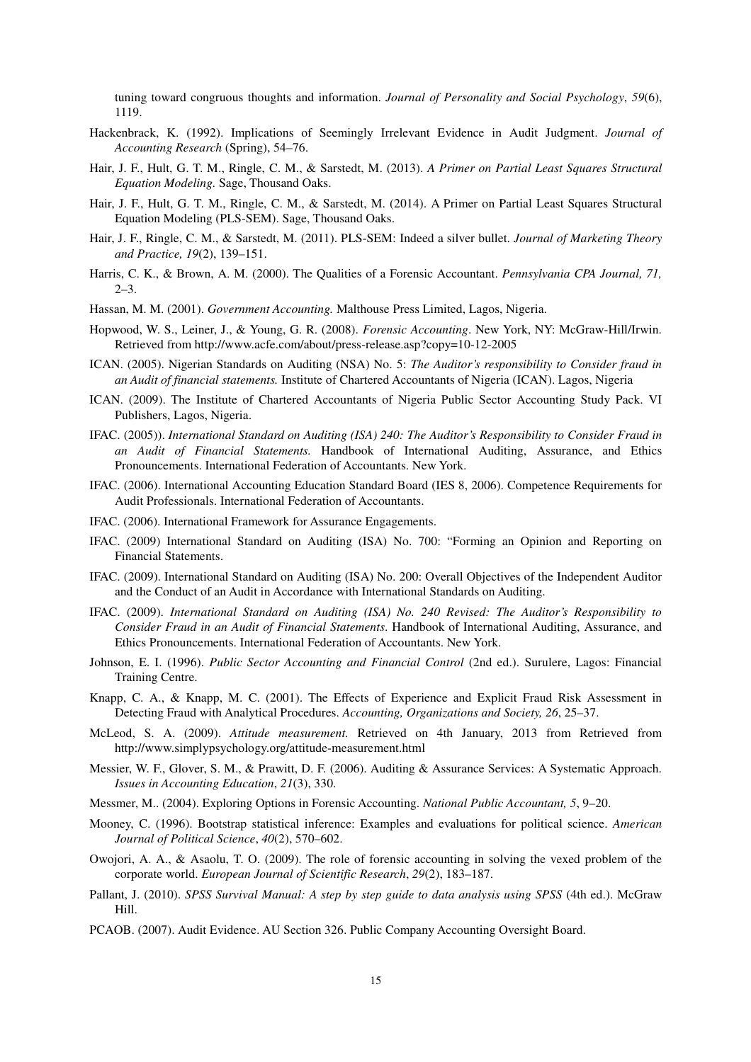tuning toward congruous thoughts and information. *Journal of Personality and Social Psychology*, *59*(6), 1119.

Hackenbrack, K. (1992). Implications of Seemingly Irrelevant Evidence in Audit Judgment. *Journal of Accounting Research* (Spring), 54–76.

Hair, J. F., Hult, G. T. M., Ringle, C. M., & Sarstedt, M. (2013). *A Primer on Partial Least Squares Structural Equation Modeling.* Sage, Thousand Oaks.

Hair, J. F., Hult, G. T. M., Ringle, C. M., & Sarstedt, M. (2014). A Primer on Partial Least Squares Structural Equation Modeling (PLS-SEM). Sage, Thousand Oaks.

Hair, J. F., Ringle, C. M., & Sarstedt, M. (2011). PLS-SEM: Indeed a silver bullet. *Journal of Marketing Theory and Practice, 19*(2), 139–151.

Harris, C. K., & Brown, A. M. (2000). The Qualities of a Forensic Accountant. *Pennsylvania CPA Journal, 71,* 2–3.

Hassan, M. M. (2001). *Government Accounting.* Malthouse Press Limited, Lagos, Nigeria.

Hopwood, W. S., Leiner, J., & Young, G. R. (2008). *Forensic Accounting*. New York, NY: McGraw-Hill/Irwin. Retrieved from http://www.acfe.com/about/press-release.asp?copy=10-12-2005

ICAN. (2005). Nigerian Standards on Auditing (NSA) No. 5: *The Auditor's responsibility to Consider fraud in an Audit of financial statements.* Institute of Chartered Accountants of Nigeria (ICAN). Lagos, Nigeria

ICAN. (2009). The Institute of Chartered Accountants of Nigeria Public Sector Accounting Study Pack. VI Publishers, Lagos, Nigeria.

IFAC. (2005)). *International Standard on Auditing (ISA) 240: The Auditor's Responsibility to Consider Fraud in an Audit of Financial Statements.* Handbook of International Auditing, Assurance, and Ethics Pronouncements. International Federation of Accountants. New York.

IFAC. (2006). International Accounting Education Standard Board (IES 8, 2006). Competence Requirements for Audit Professionals. International Federation of Accountants.

IFAC. (2006). International Framework for Assurance Engagements.

IFAC. (2009) International Standard on Auditing (ISA) No. 700: "Forming an Opinion and Reporting on Financial Statements.

IFAC. (2009). International Standard on Auditing (ISA) No. 200: Overall Objectives of the Independent Auditor and the Conduct of an Audit in Accordance with International Standards on Auditing.

IFAC. (2009). *International Standard on Auditing (ISA) No. 240 Revised: The Auditor's Responsibility to Consider Fraud in an Audit of Financial Statements*. Handbook of International Auditing, Assurance, and Ethics Pronouncements. International Federation of Accountants. New York.

Johnson, E. I. (1996). *Public Sector Accounting and Financial Control* (2nd ed.). Surulere, Lagos: Financial Training Centre.

Knapp, C. A., & Knapp, M. C. (2001). The Effects of Experience and Explicit Fraud Risk Assessment in Detecting Fraud with Analytical Procedures. *Accounting, Organizations and Society, 26*, 25–37.

McLeod, S. A. (2009). *Attitude measurement.* Retrieved on 4th January, 2013 from Retrieved from http://www.simplypsychology.org/attitude-measurement.html

Messier, W. F., Glover, S. M., & Prawitt, D. F. (2006). Auditing & Assurance Services: A Systematic Approach. *Issues in Accounting Education*, *21*(3), 330.

Messmer, M.. (2004). Exploring Options in Forensic Accounting. *National Public Accountant, 5*, 9–20.

Mooney, C. (1996). Bootstrap statistical inference: Examples and evaluations for political science. *American Journal of Political Science*, *40*(2), 570–602.

Owojori, A. A., & Asaolu, T. O. (2009). The role of forensic accounting in solving the vexed problem of the corporate world. *European Journal of Scientific Research*, *29*(2), 183–187.

Pallant, J. (2010). *SPSS Survival Manual: A step by step guide to data analysis using SPSS* (4th ed.). McGraw Hill.

PCAOB. (2007). Audit Evidence. AU Section 326. Public Company Accounting Oversight Board.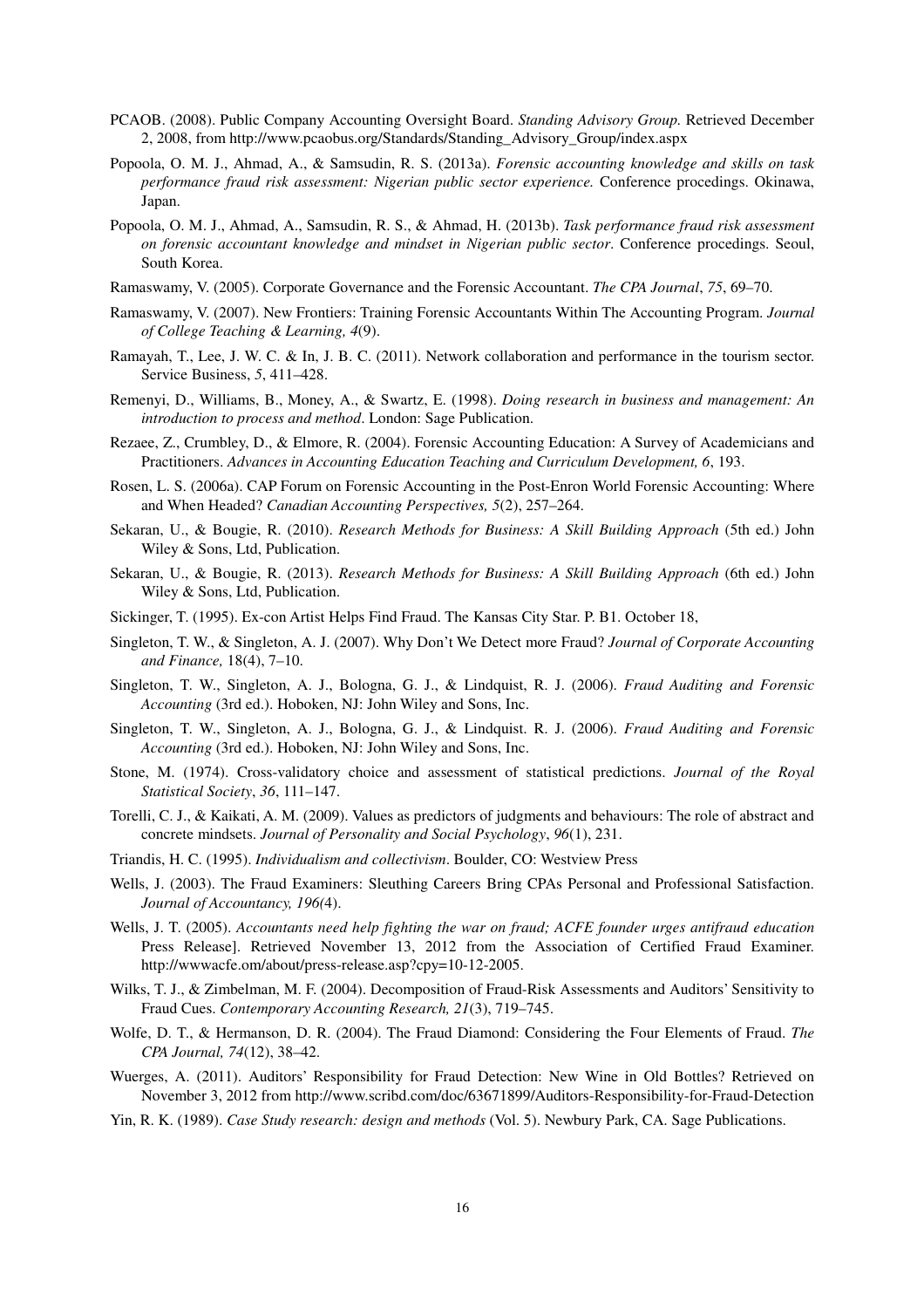PCAOB. (2008). Public Company Accounting Oversight Board. *Standing Advisory Group.* Retrieved December 2, 2008, from http://www.pcaobus.org/Standards/Standing_Advisory_Group/index.aspx

Popoola, O. M. J., Ahmad, A., & Samsudin, R. S. (2013a). *Forensic accounting knowledge and skills on task performance fraud risk assessment: Nigerian public sector experience.* Conference procedings. Okinawa, Japan.

Popoola, O. M. J., Ahmad, A., Samsudin, R. S., & Ahmad, H. (2013b). *Task performance fraud risk assessment on forensic accountant knowledge and mindset in Nigerian public sector*. Conference procedings. Seoul, South Korea.

Ramaswamy, V. (2005). Corporate Governance and the Forensic Accountant. *The CPA Journal*, *75*, 69–70.

Ramaswamy, V. (2007). New Frontiers: Training Forensic Accountants Within The Accounting Program. *Journal of College Teaching & Learning, 4*(9).

Ramayah, T., Lee, J. W. C. & In, J. B. C. (2011). Network collaboration and performance in the tourism sector. Service Business, *5*, 411–428.

Remenyi, D., Williams, B., Money, A., & Swartz, E. (1998). *Doing research in business and management: An introduction to process and method*. London: Sage Publication.

Rezaee, Z., Crumbley, D., & Elmore, R. (2004). Forensic Accounting Education: A Survey of Academicians and Practitioners. *Advances in Accounting Education Teaching and Curriculum Development, 6*, 193.

Rosen, L. S. (2006a). CAP Forum on Forensic Accounting in the Post-Enron World Forensic Accounting: Where and When Headed? *Canadian Accounting Perspectives, 5*(2), 257–264.

Sekaran, U., & Bougie, R. (2010). *Research Methods for Business: A Skill Building Approach* (5th ed.) John Wiley & Sons, Ltd, Publication.

Sekaran, U., & Bougie, R. (2013). *Research Methods for Business: A Skill Building Approach* (6th ed.) John Wiley & Sons, Ltd, Publication.

Sickinger, T. (1995). Ex-con Artist Helps Find Fraud. The Kansas City Star. P. B1. October 18,

Singleton, T. W., & Singleton, A. J. (2007). Why Don't We Detect more Fraud? *Journal of Corporate Accounting and Finance,* 18(4), 7–10.

Singleton, T. W., Singleton, A. J., Bologna, G. J., & Lindquist, R. J. (2006). *Fraud Auditing and Forensic Accounting* (3rd ed.). Hoboken, NJ: John Wiley and Sons, Inc.

Singleton, T. W., Singleton, A. J., Bologna, G. J., & Lindquist. R. J. (2006). *Fraud Auditing and Forensic Accounting* (3rd ed.). Hoboken, NJ: John Wiley and Sons, Inc.

Stone, M. (1974). Cross-validatory choice and assessment of statistical predictions. *Journal of the Royal Statistical Society*, *36*, 111–147.

Torelli, C. J., & Kaikati, A. M. (2009). Values as predictors of judgments and behaviours: The role of abstract and concrete mindsets. *Journal of Personality and Social Psychology*, *96*(1), 231.

Triandis, H. C. (1995). *Individualism and collectivism*. Boulder, CO: Westview Press

Wells, J. (2003). The Fraud Examiners: Sleuthing Careers Bring CPAs Personal and Professional Satisfaction. *Journal of Accountancy, 196(*4).

Wells, J. T. (2005). *Accountants need help fighting the war on fraud; ACFE founder urges antifraud education* Press Release]. Retrieved November 13, 2012 from the Association of Certified Fraud Examiner. http://wwwacfe.om/about/press-release.asp?cpy=10-12-2005.

Wilks, T. J., & Zimbelman, M. F. (2004). Decomposition of Fraud-Risk Assessments and Auditors' Sensitivity to Fraud Cues. *Contemporary Accounting Research, 21*(3), 719–745.

Wolfe, D. T., & Hermanson, D. R. (2004). The Fraud Diamond: Considering the Four Elements of Fraud. *The CPA Journal, 74*(12), 38–42.

Wuerges, A. (2011). Auditors' Responsibility for Fraud Detection: New Wine in Old Bottles? Retrieved on November 3, 2012 from http://www.scribd.com/doc/63671899/Auditors-Responsibility-for-Fraud-Detection

Yin, R. K. (1989). *Case Study research: design and methods* (Vol. 5). Newbury Park, CA. Sage Publications.